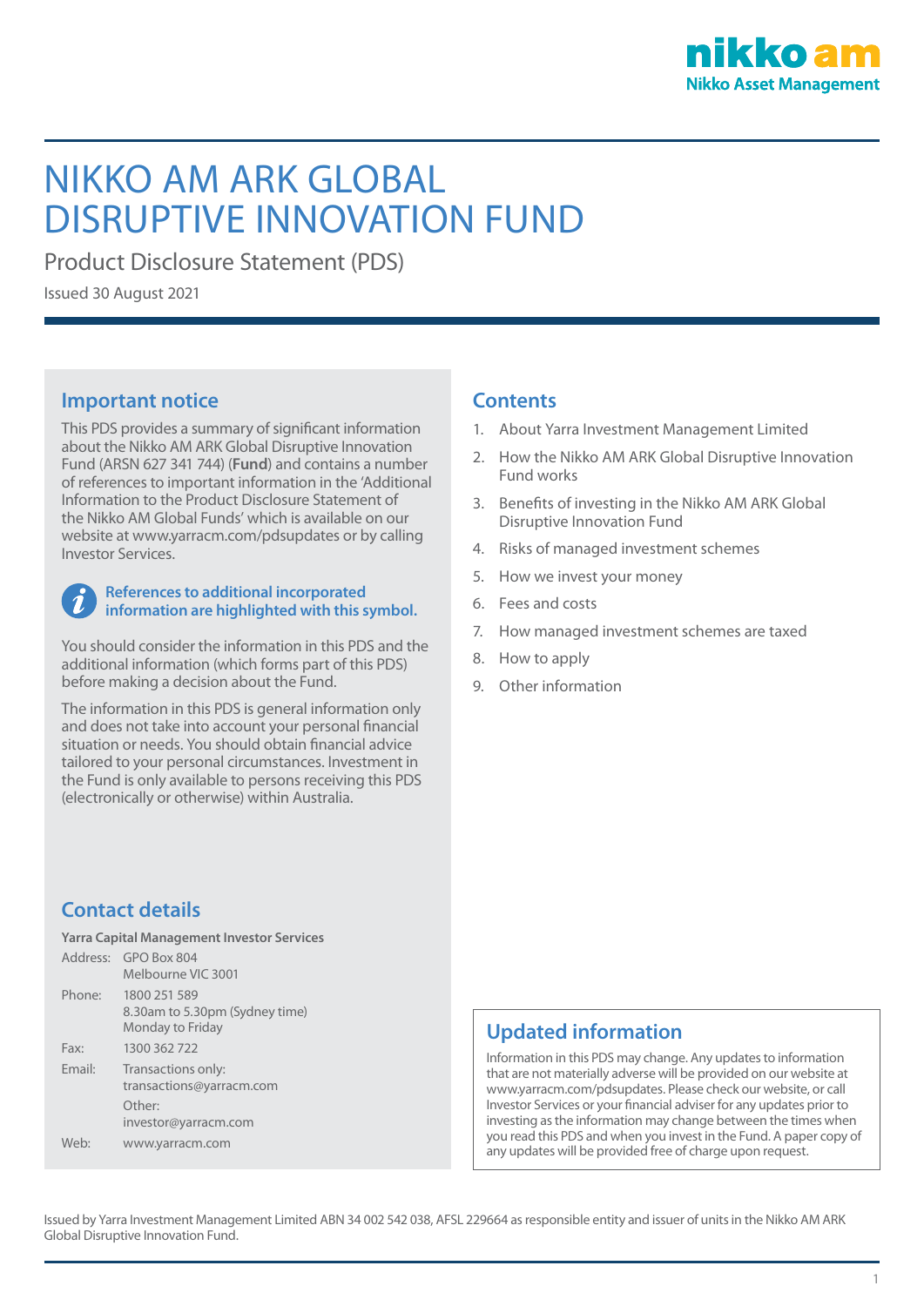nikko am
Nikko Asset Management

# NIKKO AM ARK GLOBAL DISRUPTIVE INNOVATION FUND

Product Disclosure Statement (PDS)

Issued 30 August 2021

## Important notice

This PDS provides a summary of significant information about the Nikko AM ARK Global Disruptive Innovation Fund (ARSN 627 341 744) (**Fund**) and contains a number of references to important information in the 'Additional Information to the Product Disclosure Statement of the Nikko AM Global Funds' which is available on our website at www.yarracm.com/pdsupdates or by calling Investor Services.

**References to additional incorporated information are highlighted with this symbol.**

You should consider the information in this PDS and the additional information (which forms part of this PDS) before making a decision about the Fund.

The information in this PDS is general information only and does not take into account your personal financial situation or needs. You should obtain financial advice tailored to your personal circumstances. Investment in the Fund is only available to persons receiving this PDS (electronically or otherwise) within Australia.

## Contents

1. About Yarra Investment Management Limited
2. How the Nikko AM ARK Global Disruptive Innovation Fund works
3. Benefits of investing in the Nikko AM ARK Global Disruptive Innovation Fund
4. Risks of managed investment schemes
5. How we invest your money
6. Fees and costs
7. How managed investment schemes are taxed
8. How to apply
9. Other information

## Contact details

**Yarra Capital Management Investor Services**

| | |
|---|---|
| Address: | GPO Box 804<br>Melbourne VIC 3001 |
| Phone: | 1800 251 589<br>8.30am to 5.30pm (Sydney time)<br>Monday to Friday |
| Fax: | 1300 362 722 |
| Email: | Transactions only:<br>transactions@yarracm.com<br>Other:<br>investor@yarracm.com |
| Web: | www.yarracm.com |

## Updated information

Information in this PDS may change. Any updates to information that are not materially adverse will be provided on our website at www.yarracm.com/pdsupdates. Please check our website, or call Investor Services or your financial adviser for any updates prior to investing as the information may change between the times when you read this PDS and when you invest in the Fund. A paper copy of any updates will be provided free of charge upon request.

Issued by Yarra Investment Management Limited ABN 34 002 542 038, AFSL 229664 as responsible entity and issuer of units in the Nikko AM ARK Global Disruptive Innovation Fund.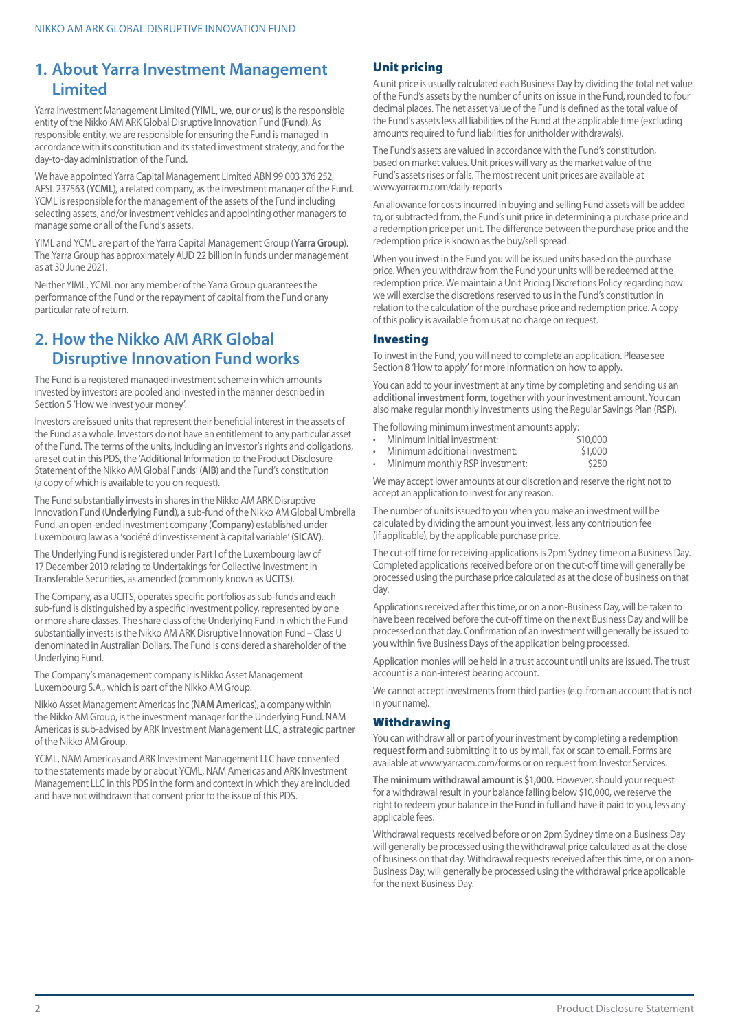## 1. About Yarra Investment Management Limited

Yarra Investment Management Limited (**YIML**, **we**, **our** or **us**) is the responsible entity of the Nikko AM ARK Global Disruptive Innovation Fund (**Fund**). As responsible entity, we are responsible for ensuring the Fund is managed in accordance with its constitution and its stated investment strategy, and for the day-to-day administration of the Fund.

We have appointed Yarra Capital Management Limited ABN 99 003 376 252, AFSL 237563 (**YCML**), a related company, as the investment manager of the Fund. YCML is responsible for the management of the assets of the Fund including selecting assets, and/or investment vehicles and appointing other managers to manage some or all of the Fund's assets.

YIML and YCML are part of the Yarra Capital Management Group (**Yarra Group**). The Yarra Group has approximately AUD 22 billion in funds under management as at 30 June 2021.

Neither YIML, YCML nor any member of the Yarra Group guarantees the performance of the Fund or the repayment of capital from the Fund or any particular rate of return.

## 2. How the Nikko AM ARK Global Disruptive Innovation Fund works

The Fund is a registered managed investment scheme in which amounts invested by investors are pooled and invested in the manner described in Section 5 'How we invest your money'.

Investors are issued units that represent their beneficial interest in the assets of the Fund as a whole. Investors do not have an entitlement to any particular asset of the Fund. The terms of the units, including an investor's rights and obligations, are set out in this PDS, the 'Additional Information to the Product Disclosure Statement of the Nikko AM Global Funds' (**AIB**) and the Fund's constitution (a copy of which is available to you on request).

The Fund substantially invests in shares in the Nikko AM ARK Disruptive Innovation Fund (**Underlying Fund**), a sub-fund of the Nikko AM Global Umbrella Fund, an open-ended investment company (**Company**) established under Luxembourg law as a 'société d'investissement à capital variable' (**SICAV**).

The Underlying Fund is registered under Part I of the Luxembourg law of 17 December 2010 relating to Undertakings for Collective Investment in Transferable Securities, as amended (commonly known as **UCITS**).

The Company, as a UCITS, operates specific portfolios as sub-funds and each sub-fund is distinguished by a specific investment policy, represented by one or more share classes. The share class of the Underlying Fund in which the Fund substantially invests is the Nikko AM ARK Disruptive Innovation Fund – Class U denominated in Australian Dollars. The Fund is considered a shareholder of the Underlying Fund.

The Company's management company is Nikko Asset Management Luxembourg S.A., which is part of the Nikko AM Group.

Nikko Asset Management Americas Inc (**NAM Americas**), a company within the Nikko AM Group, is the investment manager for the Underlying Fund. NAM Americas is sub-advised by ARK Investment Management LLC, a strategic partner of the Nikko AM Group.

YCML, NAM Americas and ARK Investment Management LLC have consented to the statements made by or about YCML, NAM Americas and ARK Investment Management LLC in this PDS in the form and context in which they are included and have not withdrawn that consent prior to the issue of this PDS.

### Unit pricing

A unit price is usually calculated each Business Day by dividing the total net value of the Fund's assets by the number of units on issue in the Fund, rounded to four decimal places. The net asset value of the Fund is defined as the total value of the Fund's assets less all liabilities of the Fund at the applicable time (excluding amounts required to fund liabilities for unitholder withdrawals).

The Fund's assets are valued in accordance with the Fund's constitution, based on market values. Unit prices will vary as the market value of the Fund's assets rises or falls. The most recent unit prices are available at www.yarracm.com/daily-reports

An allowance for costs incurred in buying and selling Fund assets will be added to, or subtracted from, the Fund's unit price in determining a purchase price and a redemption price per unit. The difference between the purchase price and the redemption price is known as the buy/sell spread.

When you invest in the Fund you will be issued units based on the purchase price. When you withdraw from the Fund your units will be redeemed at the redemption price. We maintain a Unit Pricing Discretions Policy regarding how we will exercise the discretions reserved to us in the Fund's constitution in relation to the calculation of the purchase price and redemption price. A copy of this policy is available from us at no charge on request.

### Investing

To invest in the Fund, you will need to complete an application. Please see Section 8 'How to apply' for more information on how to apply.

You can add to your investment at any time by completing and sending us an **additional investment form**, together with your investment amount. You can also make regular monthly investments using the Regular Savings Plan (**RSP**).

The following minimum investment amounts apply:

- Minimum initial investment: $10,000
- Minimum additional investment: $1,000
- Minimum monthly RSP investment: $250

We may accept lower amounts at our discretion and reserve the right not to accept an application to invest for any reason.

The number of units issued to you when you make an investment will be calculated by dividing the amount you invest, less any contribution fee (if applicable), by the applicable purchase price.

The cut-off time for receiving applications is 2pm Sydney time on a Business Day. Completed applications received before or on the cut-off time will generally be processed using the purchase price calculated as at the close of business on that day.

Applications received after this time, or on a non-Business Day, will be taken to have been received before the cut-off time on the next Business Day and will be processed on that day. Confirmation of an investment will generally be issued to you within five Business Days of the application being processed.

Application monies will be held in a trust account until units are issued. The trust account is a non-interest bearing account.

We cannot accept investments from third parties (e.g. from an account that is not in your name).

### Withdrawing

You can withdraw all or part of your investment by completing a **redemption request form** and submitting it to us by mail, fax or scan to email. Forms are available at www.yarracm.com/forms or on request from Investor Services.

**The minimum withdrawal amount is $1,000.** However, should your request for a withdrawal result in your balance falling below $10,000, we reserve the right to redeem your balance in the Fund in full and have it paid to you, less any applicable fees.

Withdrawal requests received before or on 2pm Sydney time on a Business Day will generally be processed using the withdrawal price calculated as at the close of business on that day. Withdrawal requests received after this time, or on a non-Business Day, will generally be processed using the withdrawal price applicable for the next Business Day.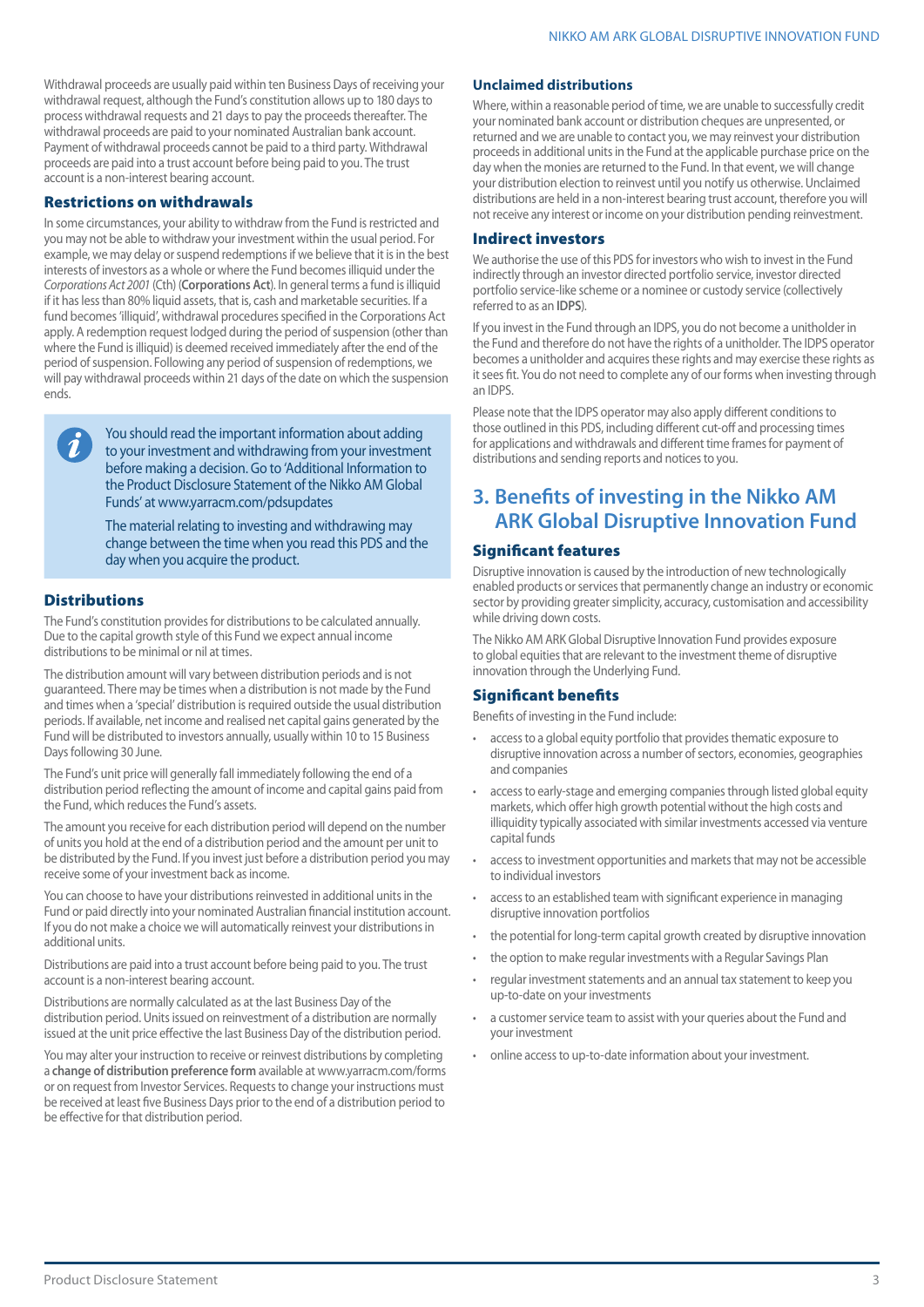Withdrawal proceeds are usually paid within ten Business Days of receiving your withdrawal request, although the Fund's constitution allows up to 180 days to process withdrawal requests and 21 days to pay the proceeds thereafter. The withdrawal proceeds are paid to your nominated Australian bank account. Payment of withdrawal proceeds cannot be paid to a third party. Withdrawal proceeds are paid into a trust account before being paid to you. The trust account is a non-interest bearing account.

### Restrictions on withdrawals

In some circumstances, your ability to withdraw from the Fund is restricted and you may not be able to withdraw your investment within the usual period. For example, we may delay or suspend redemptions if we believe that it is in the best interests of investors as a whole or where the Fund becomes illiquid under the *Corporations Act 2001* (Cth) (**Corporations Act**). In general terms a fund is illiquid if it has less than 80% liquid assets, that is, cash and marketable securities. If a fund becomes 'illiquid', withdrawal procedures specified in the Corporations Act apply. A redemption request lodged during the period of suspension (other than where the Fund is illiquid) is deemed received immediately after the end of the period of suspension. Following any period of suspension of redemptions, we will pay withdrawal proceeds within 21 days of the date on which the suspension ends.

You should read the important information about adding to your investment and withdrawing from your investment before making a decision. Go to 'Additional Information to the Product Disclosure Statement of the Nikko AM Global Funds' at www.yarracm.com/pdsupdates

The material relating to investing and withdrawing may change between the time when you read this PDS and the day when you acquire the product.

### Distributions

The Fund's constitution provides for distributions to be calculated annually. Due to the capital growth style of this Fund we expect annual income distributions to be minimal or nil at times.

The distribution amount will vary between distribution periods and is not guaranteed. There may be times when a distribution is not made by the Fund and times when a 'special' distribution is required outside the usual distribution periods. If available, net income and realised net capital gains generated by the Fund will be distributed to investors annually, usually within 10 to 15 Business Days following 30 June.

The Fund's unit price will generally fall immediately following the end of a distribution period reflecting the amount of income and capital gains paid from the Fund, which reduces the Fund's assets.

The amount you receive for each distribution period will depend on the number of units you hold at the end of a distribution period and the amount per unit to be distributed by the Fund. If you invest just before a distribution period you may receive some of your investment back as income.

You can choose to have your distributions reinvested in additional units in the Fund or paid directly into your nominated Australian financial institution account. If you do not make a choice we will automatically reinvest your distributions in additional units.

Distributions are paid into a trust account before being paid to you. The trust account is a non-interest bearing account.

Distributions are normally calculated as at the last Business Day of the distribution period. Units issued on reinvestment of a distribution are normally issued at the unit price effective the last Business Day of the distribution period.

You may alter your instruction to receive or reinvest distributions by completing a **change of distribution preference form** available at www.yarracm.com/forms or on request from Investor Services. Requests to change your instructions must be received at least five Business Days prior to the end of a distribution period to be effective for that distribution period.

### Unclaimed distributions

Where, within a reasonable period of time, we are unable to successfully credit your nominated bank account or distribution cheques are unpresented, or returned and we are unable to contact you, we may reinvest your distribution proceeds in additional units in the Fund at the applicable purchase price on the day when the monies are returned to the Fund. In that event, we will change your distribution election to reinvest until you notify us otherwise. Unclaimed distributions are held in a non-interest bearing trust account, therefore you will not receive any interest or income on your distribution pending reinvestment.

### Indirect investors

We authorise the use of this PDS for investors who wish to invest in the Fund indirectly through an investor directed portfolio service, investor directed portfolio service-like scheme or a nominee or custody service (collectively referred to as an **IDPS**).

If you invest in the Fund through an IDPS, you do not become a unitholder in the Fund and therefore do not have the rights of a unitholder. The IDPS operator becomes a unitholder and acquires these rights and may exercise these rights as it sees fit. You do not need to complete any of our forms when investing through an IDPS.

Please note that the IDPS operator may also apply different conditions to those outlined in this PDS, including different cut-off and processing times for applications and withdrawals and different time frames for payment of distributions and sending reports and notices to you.

## 3. Benefits of investing in the Nikko AM ARK Global Disruptive Innovation Fund

### Significant features

Disruptive innovation is caused by the introduction of new technologically enabled products or services that permanently change an industry or economic sector by providing greater simplicity, accuracy, customisation and accessibility while driving down costs.

The Nikko AM ARK Global Disruptive Innovation Fund provides exposure to global equities that are relevant to the investment theme of disruptive innovation through the Underlying Fund.

### Significant benefits

Benefits of investing in the Fund include:

- access to a global equity portfolio that provides thematic exposure to disruptive innovation across a number of sectors, economies, geographies and companies
- access to early-stage and emerging companies through listed global equity markets, which offer high growth potential without the high costs and illiquidity typically associated with similar investments accessed via venture capital funds
- access to investment opportunities and markets that may not be accessible to individual investors
- access to an established team with significant experience in managing disruptive innovation portfolios
- the potential for long-term capital growth created by disruptive innovation
- the option to make regular investments with a Regular Savings Plan
- regular investment statements and an annual tax statement to keep you up-to-date on your investments
- a customer service team to assist with your queries about the Fund and your investment
- online access to up-to-date information about your investment.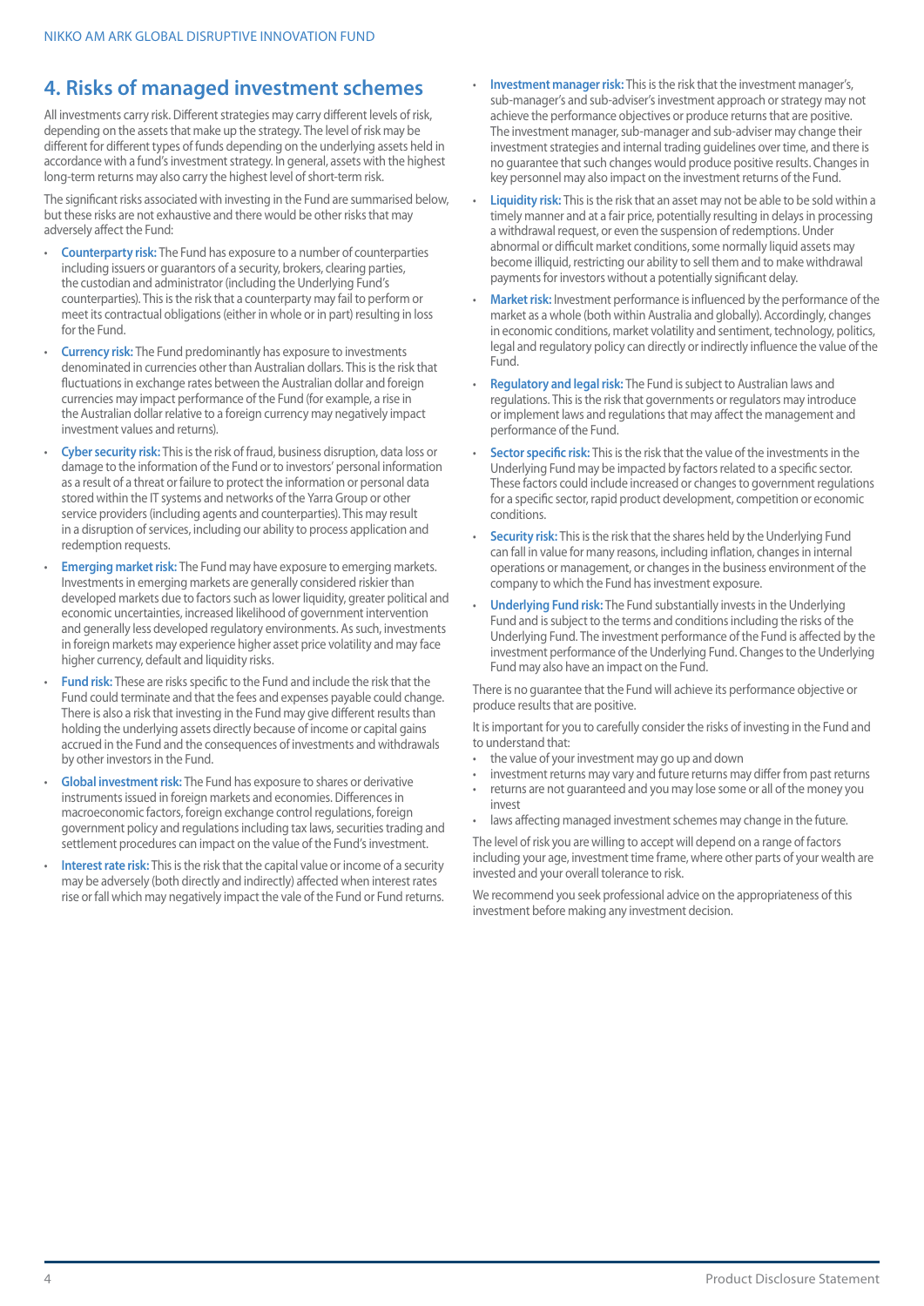## 4. Risks of managed investment schemes

All investments carry risk. Different strategies may carry different levels of risk, depending on the assets that make up the strategy. The level of risk may be different for different types of funds depending on the underlying assets held in accordance with a fund's investment strategy. In general, assets with the highest long-term returns may also carry the highest level of short-term risk.

The significant risks associated with investing in the Fund are summarised below, but these risks are not exhaustive and there would be other risks that may adversely affect the Fund:

- **Counterparty risk:** The Fund has exposure to a number of counterparties including issuers or guarantors of a security, brokers, clearing parties, the custodian and administrator (including the Underlying Fund's counterparties). This is the risk that a counterparty may fail to perform or meet its contractual obligations (either in whole or in part) resulting in loss for the Fund.
- **Currency risk:** The Fund predominantly has exposure to investments denominated in currencies other than Australian dollars. This is the risk that fluctuations in exchange rates between the Australian dollar and foreign currencies may impact performance of the Fund (for example, a rise in the Australian dollar relative to a foreign currency may negatively impact investment values and returns).
- **Cyber security risk:** This is the risk of fraud, business disruption, data loss or damage to the information of the Fund or to investors' personal information as a result of a threat or failure to protect the information or personal data stored within the IT systems and networks of the Yarra Group or other service providers (including agents and counterparties). This may result in a disruption of services, including our ability to process application and redemption requests.
- **Emerging market risk:** The Fund may have exposure to emerging markets. Investments in emerging markets are generally considered riskier than developed markets due to factors such as lower liquidity, greater political and economic uncertainties, increased likelihood of government intervention and generally less developed regulatory environments. As such, investments in foreign markets may experience higher asset price volatility and may face higher currency, default and liquidity risks.
- **Fund risk:** These are risks specific to the Fund and include the risk that the Fund could terminate and that the fees and expenses payable could change. There is also a risk that investing in the Fund may give different results than holding the underlying assets directly because of income or capital gains accrued in the Fund and the consequences of investments and withdrawals by other investors in the Fund.
- **Global investment risk:** The Fund has exposure to shares or derivative instruments issued in foreign markets and economies. Differences in macroeconomic factors, foreign exchange control regulations, foreign government policy and regulations including tax laws, securities trading and settlement procedures can impact on the value of the Fund's investment.
- **Interest rate risk:** This is the risk that the capital value or income of a security may be adversely (both directly and indirectly) affected when interest rates rise or fall which may negatively impact the vale of the Fund or Fund returns.
- **Investment manager risk:** This is the risk that the investment manager's, sub-manager's and sub-adviser's investment approach or strategy may not achieve the performance objectives or produce returns that are positive. The investment manager, sub-manager and sub-adviser may change their investment strategies and internal trading guidelines over time, and there is no guarantee that such changes would produce positive results. Changes in key personnel may also impact on the investment returns of the Fund.
- **Liquidity risk:** This is the risk that an asset may not be able to be sold within a timely manner and at a fair price, potentially resulting in delays in processing a withdrawal request, or even the suspension of redemptions. Under abnormal or difficult market conditions, some normally liquid assets may become illiquid, restricting our ability to sell them and to make withdrawal payments for investors without a potentially significant delay.
- **Market risk:** Investment performance is influenced by the performance of the market as a whole (both within Australia and globally). Accordingly, changes in economic conditions, market volatility and sentiment, technology, politics, legal and regulatory policy can directly or indirectly influence the value of the Fund.
- **Regulatory and legal risk:** The Fund is subject to Australian laws and regulations. This is the risk that governments or regulators may introduce or implement laws and regulations that may affect the management and performance of the Fund.
- **Sector specific risk:** This is the risk that the value of the investments in the Underlying Fund may be impacted by factors related to a specific sector. These factors could include increased or changes to government regulations for a specific sector, rapid product development, competition or economic conditions.
- **Security risk:** This is the risk that the shares held by the Underlying Fund can fall in value for many reasons, including inflation, changes in internal operations or management, or changes in the business environment of the company to which the Fund has investment exposure.
- **Underlying Fund risk:** The Fund substantially invests in the Underlying Fund and is subject to the terms and conditions including the risks of the Underlying Fund. The investment performance of the Fund is affected by the investment performance of the Underlying Fund. Changes to the Underlying Fund may also have an impact on the Fund.

There is no guarantee that the Fund will achieve its performance objective or produce results that are positive.

It is important for you to carefully consider the risks of investing in the Fund and to understand that:

- the value of your investment may go up and down
- investment returns may vary and future returns may differ from past returns
- returns are not guaranteed and you may lose some or all of the money you invest
- laws affecting managed investment schemes may change in the future.

The level of risk you are willing to accept will depend on a range of factors including your age, investment time frame, where other parts of your wealth are invested and your overall tolerance to risk.

We recommend you seek professional advice on the appropriateness of this investment before making any investment decision.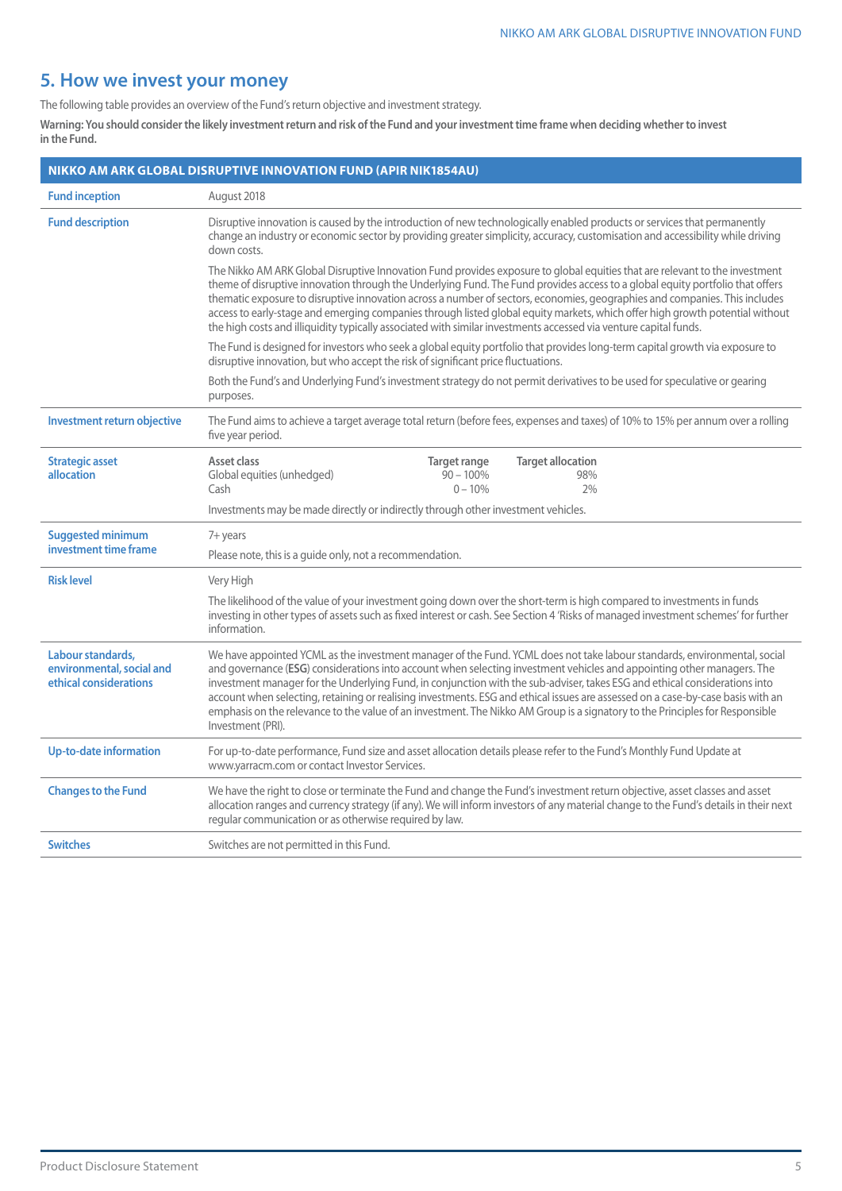## 5. How we invest your money

The following table provides an overview of the Fund's return objective and investment strategy.

**Warning: You should consider the likely investment return and risk of the Fund and your investment time frame when deciding whether to invest in the Fund.**

| NIKKO AM ARK GLOBAL DISRUPTIVE INNOVATION FUND (APIR NIK1854AU) | |
|---|---|
| **Fund inception** | August 2018 |
| **Fund description** | Disruptive innovation is caused by the introduction of new technologically enabled products or services that permanently change an industry or economic sector by providing greater simplicity, accuracy, customisation and accessibility while driving down costs.<br><br>The Nikko AM ARK Global Disruptive Innovation Fund provides exposure to global equities that are relevant to the investment theme of disruptive innovation through the Underlying Fund. The Fund provides access to a global equity portfolio that offers thematic exposure to disruptive innovation across a number of sectors, economies, geographies and companies. This includes access to early-stage and emerging companies through listed global equity markets, which offer high growth potential without the high costs and illiquidity typically associated with similar investments accessed via venture capital funds.<br><br>The Fund is designed for investors who seek a global equity portfolio that provides long-term capital growth via exposure to disruptive innovation, but who accept the risk of significant price fluctuations.<br><br>Both the Fund's and Underlying Fund's investment strategy do not permit derivatives to be used for speculative or gearing purposes. |
| **Investment return objective** | The Fund aims to achieve a target average total return (before fees, expenses and taxes) of 10% to 15% per annum over a rolling five year period. |
| **Strategic asset allocation** | **Asset class** / **Target range** / **Target allocation**<br>Global equities (unhedged): 90 – 100% / 98%<br>Cash: 0 – 10% / 2%<br><br>Investments may be made directly or indirectly through other investment vehicles. |
| **Suggested minimum investment time frame** | 7+ years<br><br>Please note, this is a guide only, not a recommendation. |
| **Risk level** | Very High<br><br>The likelihood of the value of your investment going down over the short-term is high compared to investments in funds investing in other types of assets such as fixed interest or cash. See Section 4 'Risks of managed investment schemes' for further information. |
| **Labour standards, environmental, social and ethical considerations** | We have appointed YCML as the investment manager of the Fund. YCML does not take labour standards, environmental, social and governance (**ESG**) considerations into account when selecting investment vehicles and appointing other managers. The investment manager for the Underlying Fund, in conjunction with the sub-adviser, takes ESG and ethical considerations into account when selecting, retaining or realising investments. ESG and ethical issues are assessed on a case-by-case basis with an emphasis on the relevance to the value of an investment. The Nikko AM Group is a signatory to the Principles for Responsible Investment (PRI). |
| **Up-to-date information** | For up-to-date performance, Fund size and asset allocation details please refer to the Fund's Monthly Fund Update at www.yarracm.com or contact Investor Services. |
| **Changes to the Fund** | We have the right to close or terminate the Fund and change the Fund's investment return objective, asset classes and asset allocation ranges and currency strategy (if any). We will inform investors of any material change to the Fund's details in their next regular communication or as otherwise required by law. |
| **Switches** | Switches are not permitted in this Fund. |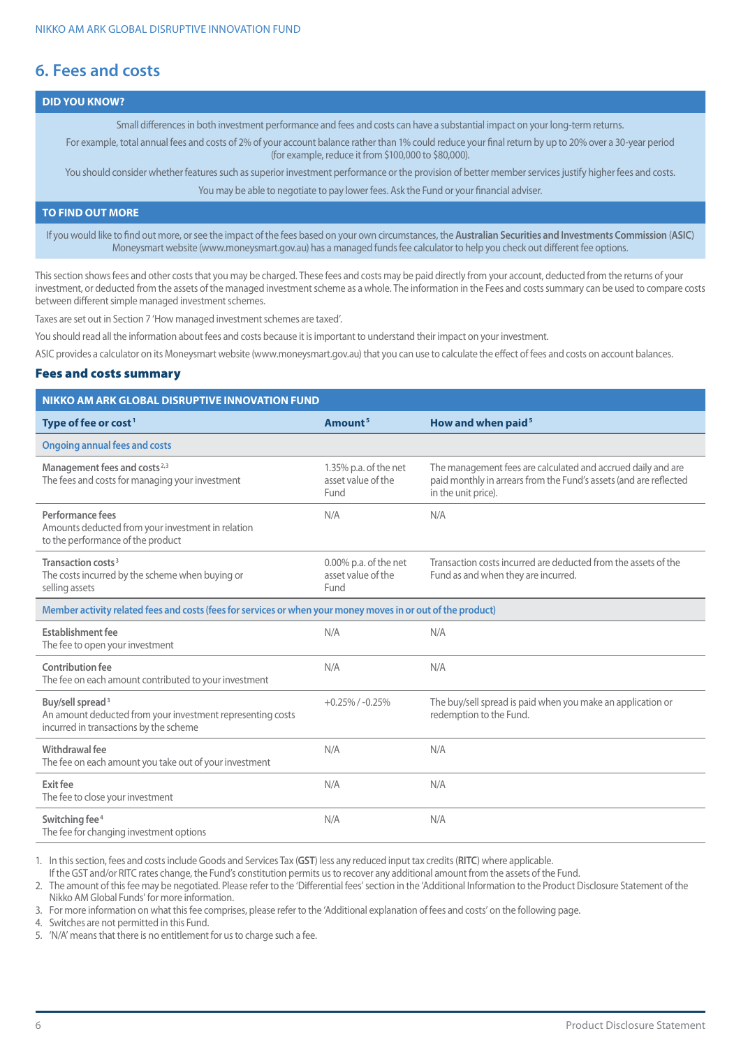## 6. Fees and costs

**DID YOU KNOW?**

Small differences in both investment performance and fees and costs can have a substantial impact on your long-term returns.

For example, total annual fees and costs of 2% of your account balance rather than 1% could reduce your final return by up to 20% over a 30-year period (for example, reduce it from $100,000 to $80,000).

You should consider whether features such as superior investment performance or the provision of better member services justify higher fees and costs.

You may be able to negotiate to pay lower fees. Ask the Fund or your financial adviser.

**TO FIND OUT MORE**

If you would like to find out more, or see the impact of the fees based on your own circumstances, the **Australian Securities and Investments Commission** (**ASIC**) Moneysmart website (www.moneysmart.gov.au) has a managed funds fee calculator to help you check out different fee options.

This section shows fees and other costs that you may be charged. These fees and costs may be paid directly from your account, deducted from the returns of your investment, or deducted from the assets of the managed investment scheme as a whole. The information in the Fees and costs summary can be used to compare costs between different simple managed investment schemes.

Taxes are set out in Section 7 'How managed investment schemes are taxed'.

You should read all the information about fees and costs because it is important to understand their impact on your investment.

ASIC provides a calculator on its Moneysmart website (www.moneysmart.gov.au) that you can use to calculate the effect of fees and costs on account balances.

### Fees and costs summary

| NIKKO AM ARK GLOBAL DISRUPTIVE INNOVATION FUND | | |
|---|---|---|
| **Type of fee or cost**[1] | **Amount**[5] | **How and when paid**[5] |
| **Ongoing annual fees and costs** | | |
| **Management fees and costs**[2,3]<br>The fees and costs for managing your investment | 1.35% p.a. of the net asset value of the Fund | The management fees are calculated and accrued daily and are paid monthly in arrears from the Fund's assets (and are reflected in the unit price). |
| **Performance fees**<br>Amounts deducted from your investment in relation to the performance of the product | N/A | N/A |
| **Transaction costs**[3]<br>The costs incurred by the scheme when buying or selling assets | 0.00% p.a. of the net asset value of the Fund | Transaction costs incurred are deducted from the assets of the Fund as and when they are incurred. |
| **Member activity related fees and costs (fees for services or when your money moves in or out of the product)** | | |
| **Establishment fee**<br>The fee to open your investment | N/A | N/A |
| **Contribution fee**<br>The fee on each amount contributed to your investment | N/A | N/A |
| **Buy/sell spread**[3]<br>An amount deducted from your investment representing costs incurred in transactions by the scheme | +0.25% / -0.25% | The buy/sell spread is paid when you make an application or redemption to the Fund. |
| **Withdrawal fee**<br>The fee on each amount you take out of your investment | N/A | N/A |
| **Exit fee**<br>The fee to close your investment | N/A | N/A |
| **Switching fee**[4]<br>The fee for changing investment options | N/A | N/A |

1. In this section, fees and costs include Goods and Services Tax (**GST**) less any reduced input tax credits (**RITC**) where applicable. If the GST and/or RITC rates change, the Fund's constitution permits us to recover any additional amount from the assets of the Fund.
2. The amount of this fee may be negotiated. Please refer to the 'Differential fees' section in the 'Additional Information to the Product Disclosure Statement of the Nikko AM Global Funds' for more information.
3. For more information on what this fee comprises, please refer to the 'Additional explanation of fees and costs' on the following page.
4. Switches are not permitted in this Fund.
5. 'N/A' means that there is no entitlement for us to charge such a fee.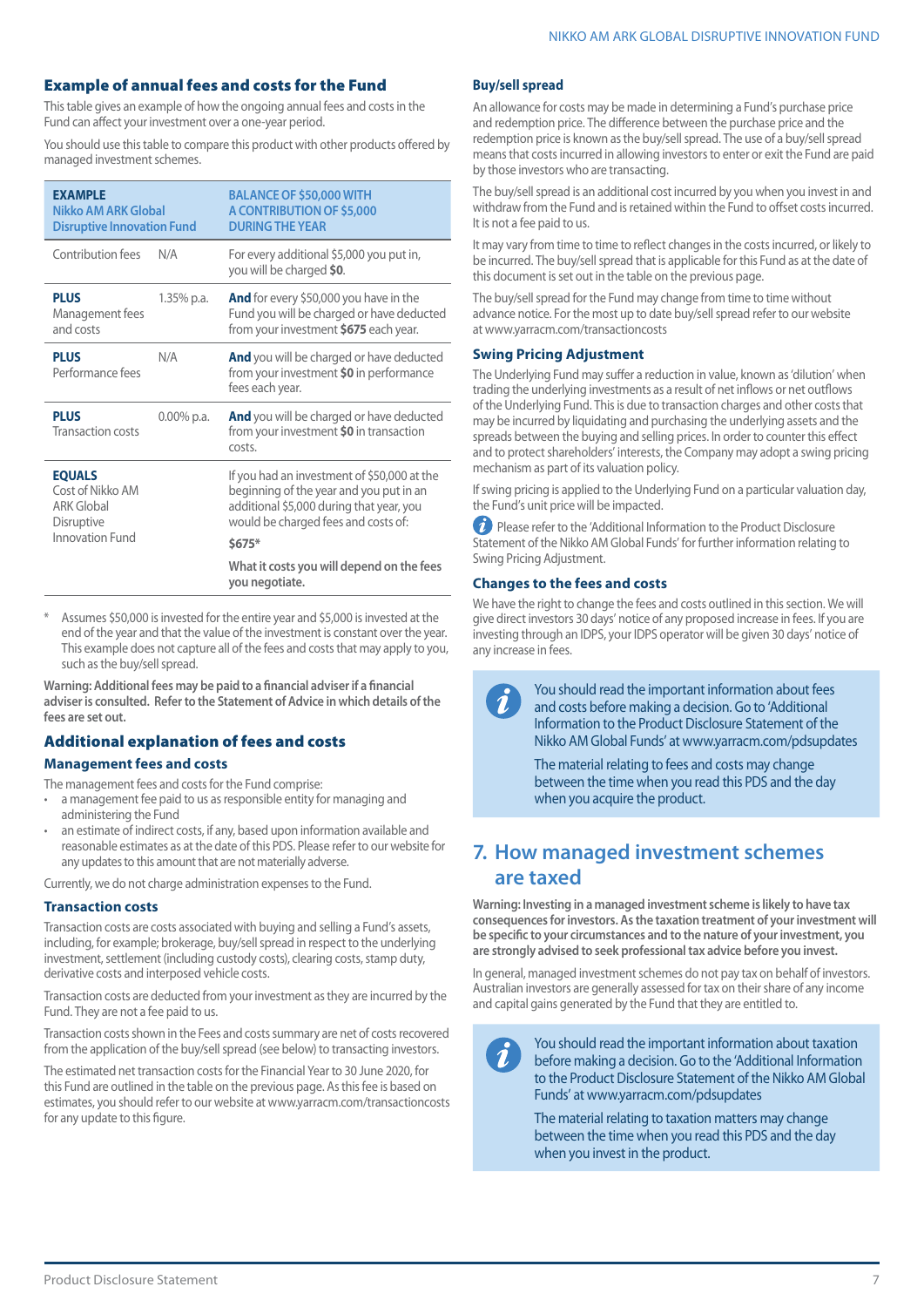## Example of annual fees and costs for the Fund

This table gives an example of how the ongoing annual fees and costs in the Fund can affect your investment over a one-year period.

You should use this table to compare this product with other products offered by managed investment schemes.

| **EXAMPLE** Nikko AM ARK Global Disruptive Innovation Fund | | BALANCE OF $50,000 WITH A CONTRIBUTION OF $5,000 DURING THE YEAR |
|---|---|---|
| Contribution fees | N/A | For every additional $5,000 you put in, you will be charged **$0**. |
| **PLUS** Management fees and costs | 1.35% p.a. | **And** for every $50,000 you have in the Fund you will be charged or have deducted from your investment **$675** each year. |
| **PLUS** Performance fees | N/A | **And** you will be charged or have deducted from your investment **$0** in performance fees each year. |
| **PLUS** Transaction costs | 0.00% p.a. | **And** you will be charged or have deducted from your investment **$0** in transaction costs. |
| **EQUALS** Cost of Nikko AM ARK Global Disruptive Innovation Fund | | If you had an investment of $50,000 at the beginning of the year and you put in an additional $5,000 during that year, you would be charged fees and costs of: **$675*** **What it costs you will depend on the fees you negotiate.** |

\* Assumes $50,000 is invested for the entire year and $5,000 is invested at the end of the year and that the value of the investment is constant over the year. This example does not capture all of the fees and costs that may apply to you, such as the buy/sell spread.

**Warning: Additional fees may be paid to a financial adviser if a financial adviser is consulted. Refer to the Statement of Advice in which details of the fees are set out.**

## Additional explanation of fees and costs

### Management fees and costs

The management fees and costs for the Fund comprise:

- a management fee paid to us as responsible entity for managing and administering the Fund
- an estimate of indirect costs, if any, based upon information available and reasonable estimates as at the date of this PDS. Please refer to our website for any updates to this amount that are not materially adverse.

Currently, we do not charge administration expenses to the Fund.

### Transaction costs

Transaction costs are costs associated with buying and selling a Fund's assets, including, for example; brokerage, buy/sell spread in respect to the underlying investment, settlement (including custody costs), clearing costs, stamp duty, derivative costs and interposed vehicle costs.

Transaction costs are deducted from your investment as they are incurred by the Fund. They are not a fee paid to us.

Transaction costs shown in the Fees and costs summary are net of costs recovered from the application of the buy/sell spread (see below) to transacting investors.

The estimated net transaction costs for the Financial Year to 30 June 2020, for this Fund are outlined in the table on the previous page. As this fee is based on estimates, you should refer to our website at www.yarracm.com/transactioncosts for any update to this figure.

### Buy/sell spread

An allowance for costs may be made in determining a Fund's purchase price and redemption price. The difference between the purchase price and the redemption price is known as the buy/sell spread. The use of a buy/sell spread means that costs incurred in allowing investors to enter or exit the Fund are paid by those investors who are transacting.

The buy/sell spread is an additional cost incurred by you when you invest in and withdraw from the Fund and is retained within the Fund to offset costs incurred. It is not a fee paid to us.

It may vary from time to time to reflect changes in the costs incurred, or likely to be incurred. The buy/sell spread that is applicable for this Fund as at the date of this document is set out in the table on the previous page.

The buy/sell spread for the Fund may change from time to time without advance notice. For the most up to date buy/sell spread refer to our website at www.yarracm.com/transactioncosts

### Swing Pricing Adjustment

The Underlying Fund may suffer a reduction in value, known as 'dilution' when trading the underlying investments as a result of net inflows or net outflows of the Underlying Fund. This is due to transaction charges and other costs that may be incurred by liquidating and purchasing the underlying assets and the spreads between the buying and selling prices. In order to counter this effect and to protect shareholders' interests, the Company may adopt a swing pricing mechanism as part of its valuation policy.

If swing pricing is applied to the Underlying Fund on a particular valuation day, the Fund's unit price will be impacted.

Please refer to the 'Additional Information to the Product Disclosure Statement of the Nikko AM Global Funds' for further information relating to Swing Pricing Adjustment.

### Changes to the fees and costs

We have the right to change the fees and costs outlined in this section. We will give direct investors 30 days' notice of any proposed increase in fees. If you are investing through an IDPS, your IDPS operator will be given 30 days' notice of any increase in fees.

You should read the important information about fees and costs before making a decision. Go to 'Additional Information to the Product Disclosure Statement of the Nikko AM Global Funds' at www.yarracm.com/pdsupdates

The material relating to fees and costs may change between the time when you read this PDS and the day when you acquire the product.

## 7. How managed investment schemes are taxed

**Warning: Investing in a managed investment scheme is likely to have tax consequences for investors. As the taxation treatment of your investment will be specific to your circumstances and to the nature of your investment, you are strongly advised to seek professional tax advice before you invest.**

In general, managed investment schemes do not pay tax on behalf of investors. Australian investors are generally assessed for tax on their share of any income and capital gains generated by the Fund that they are entitled to.

You should read the important information about taxation before making a decision. Go to the 'Additional Information to the Product Disclosure Statement of the Nikko AM Global Funds' at www.yarracm.com/pdsupdates

The material relating to taxation matters may change between the time when you read this PDS and the day when you invest in the product.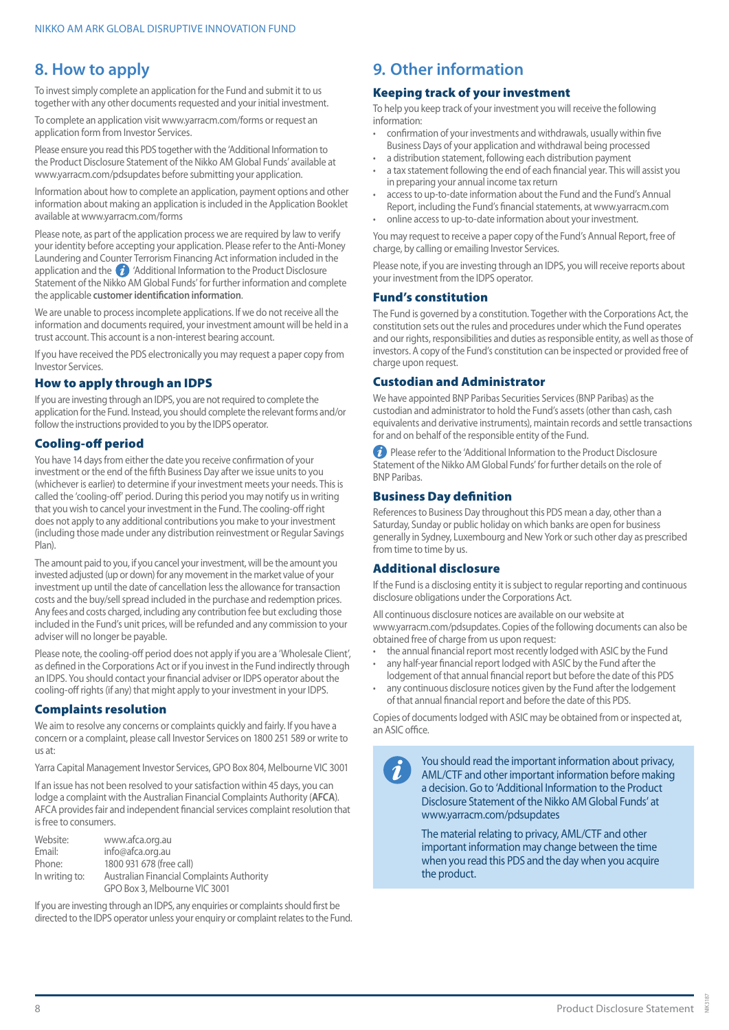## 8. How to apply

To invest simply complete an application for the Fund and submit it to us together with any other documents requested and your initial investment.

To complete an application visit www.yarracm.com/forms or request an application form from Investor Services.

Please ensure you read this PDS together with the 'Additional Information to the Product Disclosure Statement of the Nikko AM Global Funds' available at www.yarracm.com/pdsupdates before submitting your application.

Information about how to complete an application, payment options and other information about making an application is included in the Application Booklet available at www.yarracm.com/forms

Please note, as part of the application process we are required by law to verify your identity before accepting your application. Please refer to the Anti-Money Laundering and Counter Terrorism Financing Act information included in the application and the 'Additional Information to the Product Disclosure Statement of the Nikko AM Global Funds' for further information and complete the applicable **customer identification information**.

We are unable to process incomplete applications. If we do not receive all the information and documents required, your investment amount will be held in a trust account. This account is a non-interest bearing account.

If you have received the PDS electronically you may request a paper copy from Investor Services.

### How to apply through an IDPS

If you are investing through an IDPS, you are not required to complete the application for the Fund. Instead, you should complete the relevant forms and/or follow the instructions provided to you by the IDPS operator.

### Cooling-off period

You have 14 days from either the date you receive confirmation of your investment or the end of the fifth Business Day after we issue units to you (whichever is earlier) to determine if your investment meets your needs. This is called the 'cooling-off' period. During this period you may notify us in writing that you wish to cancel your investment in the Fund. The cooling-off right does not apply to any additional contributions you make to your investment (including those made under any distribution reinvestment or Regular Savings Plan).

The amount paid to you, if you cancel your investment, will be the amount you invested adjusted (up or down) for any movement in the market value of your investment up until the date of cancellation less the allowance for transaction costs and the buy/sell spread included in the purchase and redemption prices. Any fees and costs charged, including any contribution fee but excluding those included in the Fund's unit prices, will be refunded and any commission to your adviser will no longer be payable.

Please note, the cooling-off period does not apply if you are a 'Wholesale Client', as defined in the Corporations Act or if you invest in the Fund indirectly through an IDPS. You should contact your financial adviser or IDPS operator about the cooling-off rights (if any) that might apply to your investment in your IDPS.

### Complaints resolution

We aim to resolve any concerns or complaints quickly and fairly. If you have a concern or a complaint, please call Investor Services on 1800 251 589 or write to us at:

Yarra Capital Management Investor Services, GPO Box 804, Melbourne VIC 3001

If an issue has not been resolved to your satisfaction within 45 days, you can lodge a complaint with the Australian Financial Complaints Authority (**AFCA**). AFCA provides fair and independent financial services complaint resolution that is free to consumers.

| | |
|---|---|
| Website: | www.afca.org.au |
| Email: | info@afca.org.au |
| Phone: | 1800 931 678 (free call) |
| In writing to: | Australian Financial Complaints Authority<br>GPO Box 3, Melbourne VIC 3001 |

If you are investing through an IDPS, any enquiries or complaints should first be directed to the IDPS operator unless your enquiry or complaint relates to the Fund.

## 9. Other information

### Keeping track of your investment

To help you keep track of your investment you will receive the following information:

- confirmation of your investments and withdrawals, usually within five Business Days of your application and withdrawal being processed
- a distribution statement, following each distribution payment
- a tax statement following the end of each financial year. This will assist you in preparing your annual income tax return
- access to up-to-date information about the Fund and the Fund's Annual Report, including the Fund's financial statements, at www.yarracm.com
- online access to up-to-date information about your investment.

You may request to receive a paper copy of the Fund's Annual Report, free of charge, by calling or emailing Investor Services.

Please note, if you are investing through an IDPS, you will receive reports about your investment from the IDPS operator.

### Fund's constitution

The Fund is governed by a constitution. Together with the Corporations Act, the constitution sets out the rules and procedures under which the Fund operates and our rights, responsibilities and duties as responsible entity, as well as those of investors. A copy of the Fund's constitution can be inspected or provided free of charge upon request.

### Custodian and Administrator

We have appointed BNP Paribas Securities Services (BNP Paribas) as the custodian and administrator to hold the Fund's assets (other than cash, cash equivalents and derivative instruments), maintain records and settle transactions for and on behalf of the responsible entity of the Fund.

Please refer to the 'Additional Information to the Product Disclosure Statement of the Nikko AM Global Funds' for further details on the role of BNP Paribas.

### Business Day definition

References to Business Day throughout this PDS mean a day, other than a Saturday, Sunday or public holiday on which banks are open for business generally in Sydney, Luxembourg and New York or such other day as prescribed from time to time by us.

### Additional disclosure

If the Fund is a disclosing entity it is subject to regular reporting and continuous disclosure obligations under the Corporations Act.

All continuous disclosure notices are available on our website at www.yarracm.com/pdsupdates. Copies of the following documents can also be obtained free of charge from us upon request:

- the annual financial report most recently lodged with ASIC by the Fund
- any half-year financial report lodged with ASIC by the Fund after the lodgement of that annual financial report but before the date of this PDS
- any continuous disclosure notices given by the Fund after the lodgement of that annual financial report and before the date of this PDS.

Copies of documents lodged with ASIC may be obtained from or inspected at, an ASIC office.

> You should read the important information about privacy, AML/CTF and other important information before making a decision. Go to 'Additional Information to the Product Disclosure Statement of the Nikko AM Global Funds' at www.yarracm.com/pdsupdates
>
> The material relating to privacy, AML/CTF and other important information may change between the time when you read this PDS and the day when you acquire the product.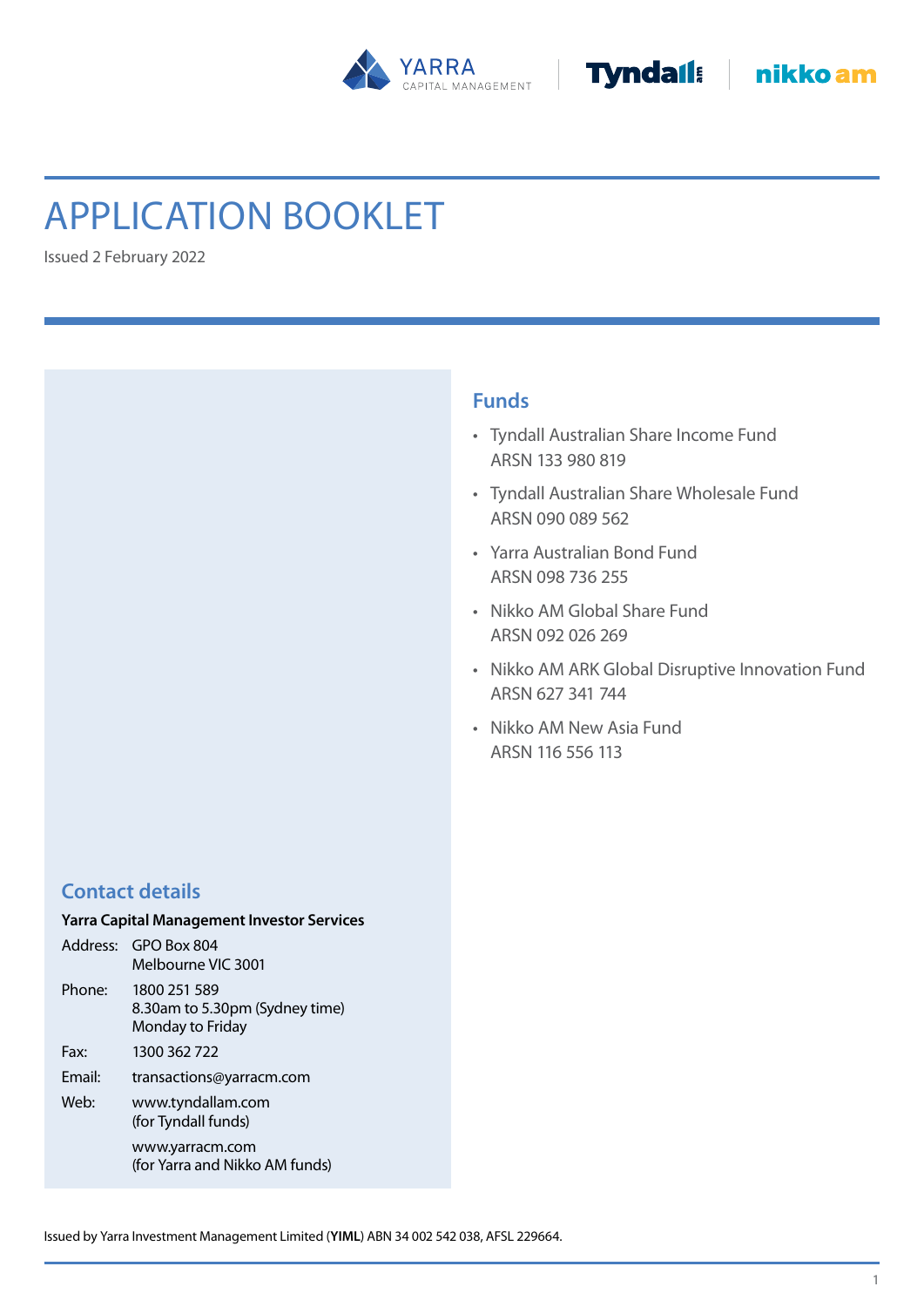# APPLICATION BOOKLET

Issued 2 February 2022

## Funds

- Tyndall Australian Share Income Fund
  ARSN 133 980 819
- Tyndall Australian Share Wholesale Fund
  ARSN 090 089 562
- Yarra Australian Bond Fund
  ARSN 098 736 255
- Nikko AM Global Share Fund
  ARSN 092 026 269
- Nikko AM ARK Global Disruptive Innovation Fund
  ARSN 627 341 744
- Nikko AM New Asia Fund
  ARSN 116 556 113

## Contact details

**Yarra Capital Management Investor Services**

| | |
|---|---|
| Address: | GPO Box 804<br>Melbourne VIC 3001 |
| Phone: | 1800 251 589<br>8.30am to 5.30pm (Sydney time)<br>Monday to Friday |
| Fax: | 1300 362 722 |
| Email: | transactions@yarracm.com |
| Web: | www.tyndallam.com<br>(for Tyndall funds)<br>www.yarracm.com<br>(for Yarra and Nikko AM funds) |

Issued by Yarra Investment Management Limited (**YIML**) ABN 34 002 542 038, AFSL 229664.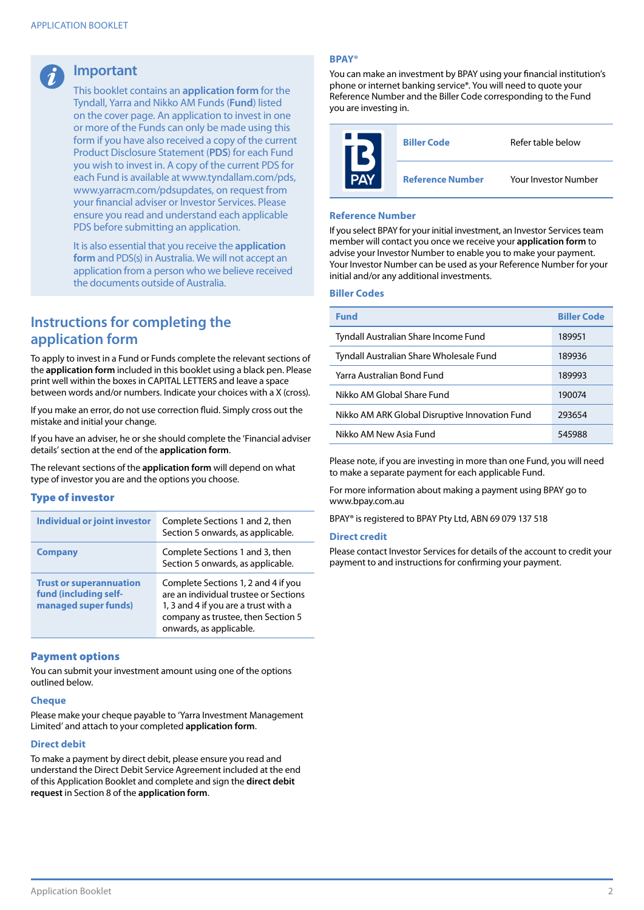## Important

This booklet contains an **application form** for the Tyndall, Yarra and Nikko AM Funds (**Fund**) listed on the cover page. An application to invest in one or more of the Funds can only be made using this form if you have also received a copy of the current Product Disclosure Statement (**PDS**) for each Fund you wish to invest in. A copy of the current PDS for each Fund is available at www.tyndallam.com/pds, www.yarracm.com/pdsupdates, on request from your financial adviser or Investor Services. Please ensure you read and understand each applicable PDS before submitting an application.

It is also essential that you receive the **application form** and PDS(s) in Australia. We will not accept an application from a person who we believe received the documents outside of Australia.

## Instructions for completing the application form

To apply to invest in a Fund or Funds complete the relevant sections of the **application form** included in this booklet using a black pen. Please print well within the boxes in CAPITAL LETTERS and leave a space between words and/or numbers. Indicate your choices with a X (cross).

If you make an error, do not use correction fluid. Simply cross out the mistake and initial your change.

If you have an adviser, he or she should complete the 'Financial adviser details' section at the end of the **application form**.

The relevant sections of the **application form** will depend on what type of investor you are and the options you choose.

### Type of investor

| | |
|---|---|
| **Individual or joint investor** | Complete Sections 1 and 2, then Section 5 onwards, as applicable. |
| **Company** | Complete Sections 1 and 3, then Section 5 onwards, as applicable. |
| **Trust or superannuation fund (including self-managed super funds)** | Complete Sections 1, 2 and 4 if you are an individual trustee or Sections 1, 3 and 4 if you are a trust with a company as trustee, then Section 5 onwards, as applicable. |

### Payment options

You can submit your investment amount using one of the options outlined below.

#### Cheque

Please make your cheque payable to 'Yarra Investment Management Limited' and attach to your completed **application form**.

#### Direct debit

To make a payment by direct debit, please ensure you read and understand the Direct Debit Service Agreement included at the end of this Application Booklet and complete and sign the **direct debit request** in Section 8 of the **application form**.

### BPAY®

You can make an investment by BPAY using your financial institution's phone or internet banking service*. You will need to quote your Reference Number and the Biller Code corresponding to the Fund you are investing in.

| | |
|---|---|
| **Biller Code** | Refer table below |
| **Reference Number** | Your Investor Number |

#### Reference Number

If you select BPAY for your initial investment, an Investor Services team member will contact you once we receive your **application form** to advise your Investor Number to enable you to make your payment. Your Investor Number can be used as your Reference Number for your initial and/or any additional investments.

#### Biller Codes

| Fund | Biller Code |
|---|---|
| Tyndall Australian Share Income Fund | 189951 |
| Tyndall Australian Share Wholesale Fund | 189936 |
| Yarra Australian Bond Fund | 189993 |
| Nikko AM Global Share Fund | 190074 |
| Nikko AM ARK Global Disruptive Innovation Fund | 293654 |
| Nikko AM New Asia Fund | 545988 |

Please note, if you are investing in more than one Fund, you will need to make a separate payment for each applicable Fund.

For more information about making a payment using BPAY go to www.bpay.com.au

BPAY® is registered to BPAY Pty Ltd, ABN 69 079 137 518

#### Direct credit

Please contact Investor Services for details of the account to credit your payment to and instructions for confirming your payment.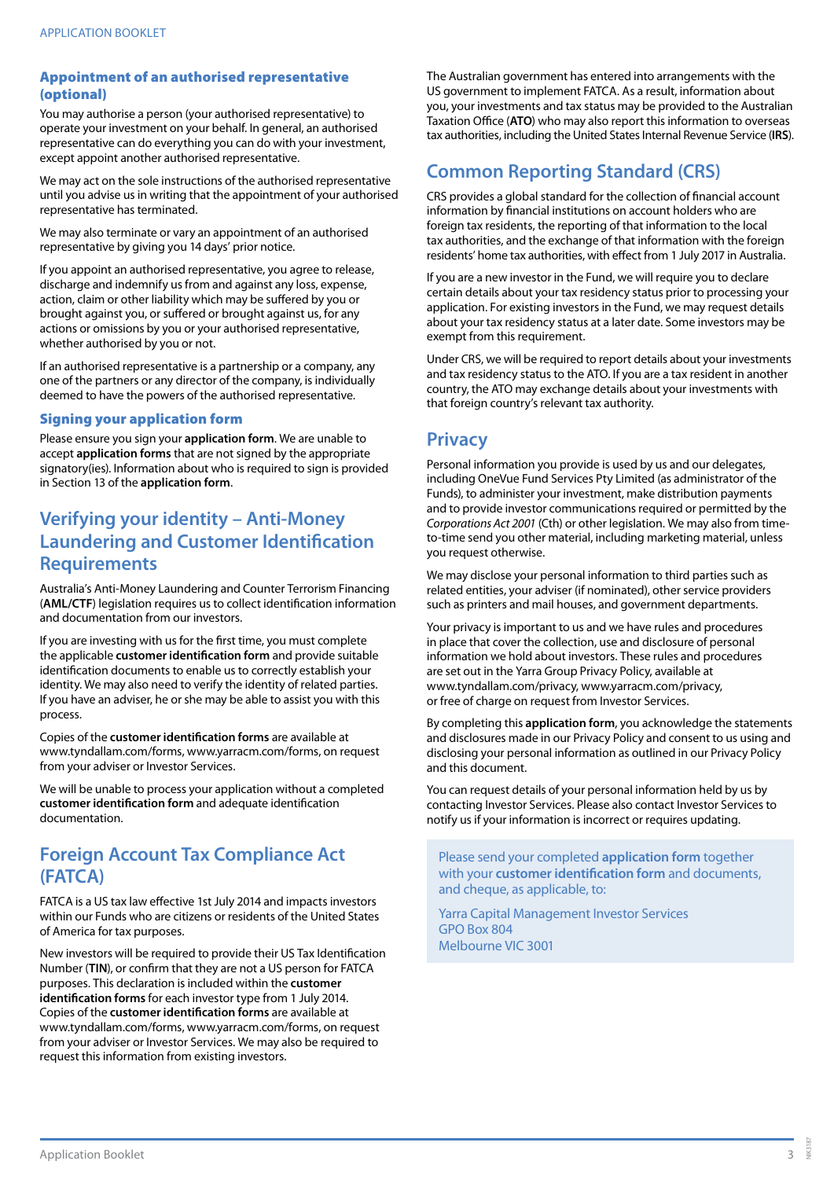### Appointment of an authorised representative (optional)

You may authorise a person (your authorised representative) to operate your investment on your behalf. In general, an authorised representative can do everything you can do with your investment, except appoint another authorised representative.

We may act on the sole instructions of the authorised representative until you advise us in writing that the appointment of your authorised representative has terminated.

We may also terminate or vary an appointment of an authorised representative by giving you 14 days' prior notice.

If you appoint an authorised representative, you agree to release, discharge and indemnify us from and against any loss, expense, action, claim or other liability which may be suffered by you or brought against you, or suffered or brought against us, for any actions or omissions by you or your authorised representative, whether authorised by you or not.

If an authorised representative is a partnership or a company, any one of the partners or any director of the company, is individually deemed to have the powers of the authorised representative.

### Signing your application form

Please ensure you sign your **application form**. We are unable to accept **application forms** that are not signed by the appropriate signatory(ies). Information about who is required to sign is provided in Section 13 of the **application form**.

## Verifying your identity – Anti-Money Laundering and Customer Identification Requirements

Australia's Anti-Money Laundering and Counter Terrorism Financing (**AML/CTF**) legislation requires us to collect identification information and documentation from our investors.

If you are investing with us for the first time, you must complete the applicable **customer identification form** and provide suitable identification documents to enable us to correctly establish your identity. We may also need to verify the identity of related parties. If you have an adviser, he or she may be able to assist you with this process.

Copies of the **customer identification forms** are available at www.tyndallam.com/forms, www.yarracm.com/forms, on request from your adviser or Investor Services.

We will be unable to process your application without a completed **customer identification form** and adequate identification documentation.

## Foreign Account Tax Compliance Act (FATCA)

FATCA is a US tax law effective 1st July 2014 and impacts investors within our Funds who are citizens or residents of the United States of America for tax purposes.

New investors will be required to provide their US Tax Identification Number (**TIN**), or confirm that they are not a US person for FATCA purposes. This declaration is included within the **customer identification forms** for each investor type from 1 July 2014. Copies of the **customer identification forms** are available at www.tyndallam.com/forms, www.yarracm.com/forms, on request from your adviser or Investor Services. We may also be required to request this information from existing investors.

The Australian government has entered into arrangements with the US government to implement FATCA. As a result, information about you, your investments and tax status may be provided to the Australian Taxation Office (**ATO**) who may also report this information to overseas tax authorities, including the United States Internal Revenue Service (**IRS**).

## Common Reporting Standard (CRS)

CRS provides a global standard for the collection of financial account information by financial institutions on account holders who are foreign tax residents, the reporting of that information to the local tax authorities, and the exchange of that information with the foreign residents' home tax authorities, with effect from 1 July 2017 in Australia.

If you are a new investor in the Fund, we will require you to declare certain details about your tax residency status prior to processing your application. For existing investors in the Fund, we may request details about your tax residency status at a later date. Some investors may be exempt from this requirement.

Under CRS, we will be required to report details about your investments and tax residency status to the ATO. If you are a tax resident in another country, the ATO may exchange details about your investments with that foreign country's relevant tax authority.

## Privacy

Personal information you provide is used by us and our delegates, including OneVue Fund Services Pty Limited (as administrator of the Funds), to administer your investment, make distribution payments and to provide investor communications required or permitted by the *Corporations Act 2001* (Cth) or other legislation. We may also from time-to-time send you other material, including marketing material, unless you request otherwise.

We may disclose your personal information to third parties such as related entities, your adviser (if nominated), other service providers such as printers and mail houses, and government departments.

Your privacy is important to us and we have rules and procedures in place that cover the collection, use and disclosure of personal information we hold about investors. These rules and procedures are set out in the Yarra Group Privacy Policy, available at www.tyndallam.com/privacy, www.yarracm.com/privacy, or free of charge on request from Investor Services.

By completing this **application form**, you acknowledge the statements and disclosures made in our Privacy Policy and consent to us using and disclosing your personal information as outlined in our Privacy Policy and this document.

You can request details of your personal information held by us by contacting Investor Services. Please also contact Investor Services to notify us if your information is incorrect or requires updating.

Please send your completed **application form** together with your **customer identification form** and documents, and cheque, as applicable, to:

Yarra Capital Management Investor Services
GPO Box 804
Melbourne VIC 3001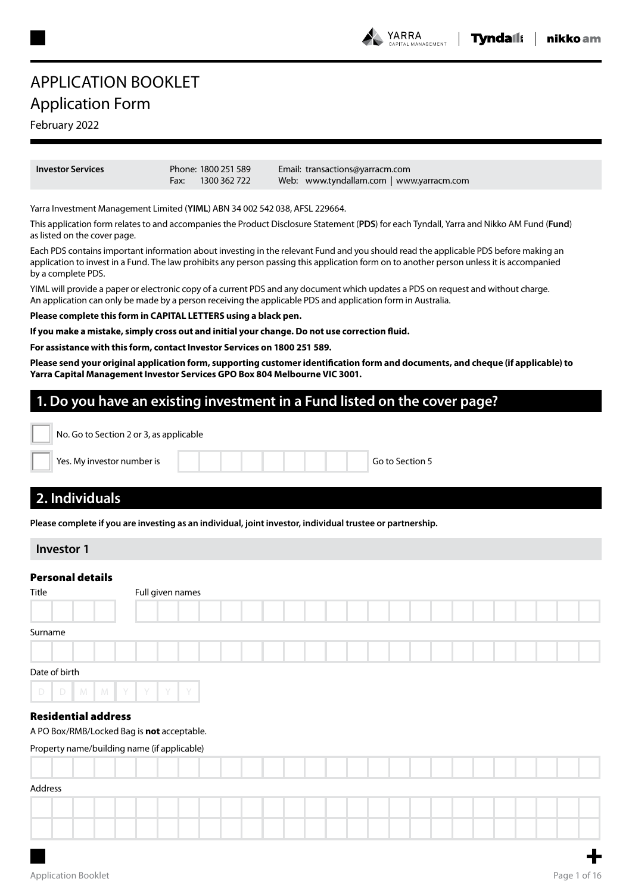# APPLICATION BOOKLET

## Application Form

February 2022

| **Investor Services** | Phone: 1800 251 589<br>Fax: 1300 362 722 | Email: transactions@yarracm.com<br>Web: www.tyndallam.com \| www.yarracm.com |
|---|---|---|

Yarra Investment Management Limited (**YIML**) ABN 34 002 542 038, AFSL 229664.

This application form relates to and accompanies the Product Disclosure Statement (**PDS**) for each Tyndall, Yarra and Nikko AM Fund (**Fund**) as listed on the cover page.

Each PDS contains important information about investing in the relevant Fund and you should read the applicable PDS before making an application to invest in a Fund. The law prohibits any person passing this application form on to another person unless it is accompanied by a complete PDS.

YIML will provide a paper or electronic copy of a current PDS and any document which updates a PDS on request and without charge. An application can only be made by a person receiving the applicable PDS and application form in Australia.

**Please complete this form in CAPITAL LETTERS using a black pen.**

**If you make a mistake, simply cross out and initial your change. Do not use correction fluid.**

**For assistance with this form, contact Investor Services on 1800 251 589.**

**Please send your original application form, supporting customer identification form and documents, and cheque (if applicable) to Yarra Capital Management Investor Services GPO Box 804 Melbourne VIC 3001.**

## 1. Do you have an existing investment in a Fund listed on the cover page?

☐ No. Go to Section 2 or 3, as applicable

☐ Yes. My investor number is ______________ Go to Section 5

## 2. Individuals

**Please complete if you are investing as an individual, joint investor, individual trustee or partnership.**

### Investor 1

#### Personal details

Title ______ Full given names ______________________

Surname ______________________

Date of birth D D M M Y Y Y Y

#### Residential address

A PO Box/RMB/Locked Bag is **not** acceptable.

Property name/building name (if applicable) ______________________

Address ______________________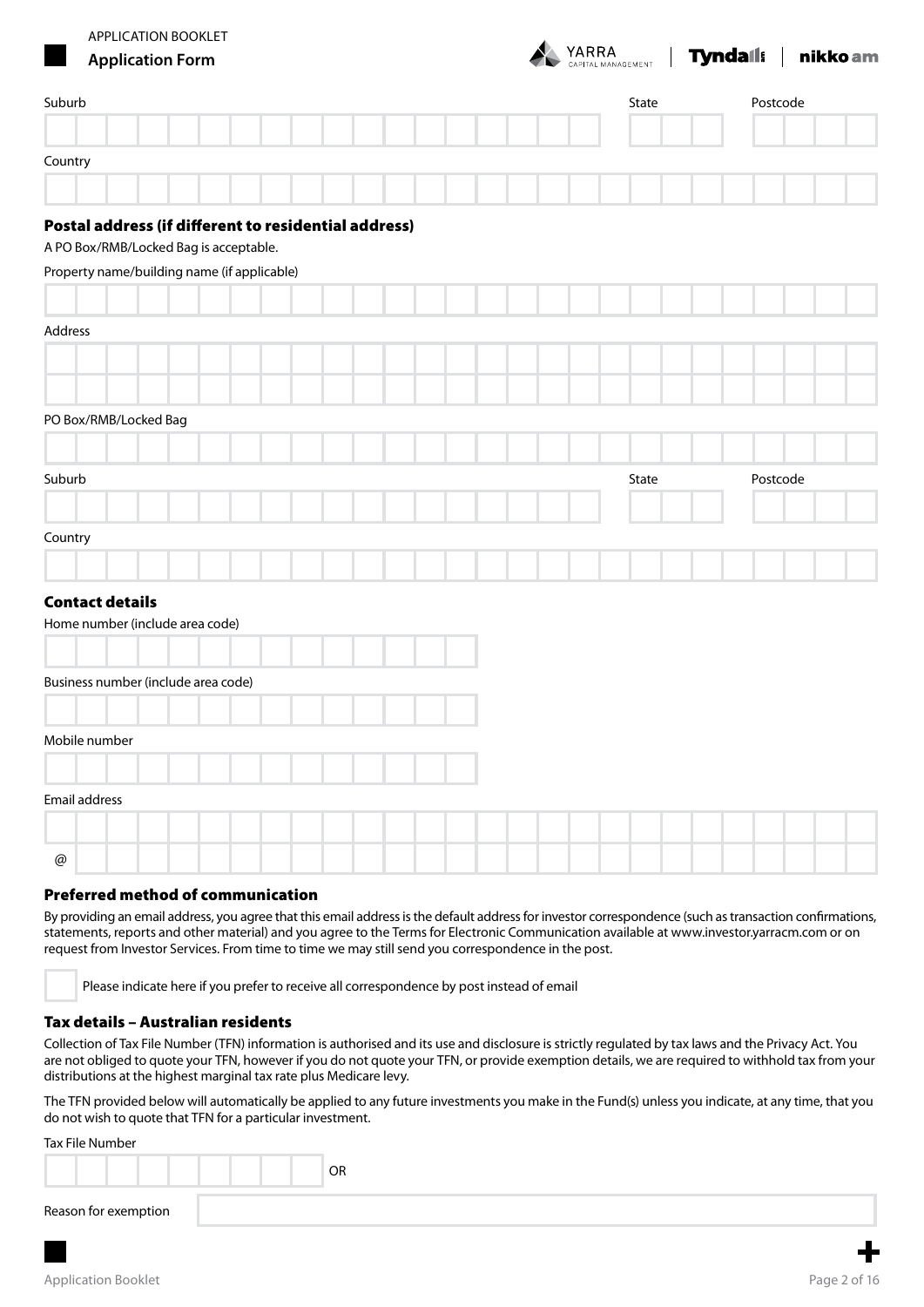Suburb | State | Postcode

Country

### Postal address (if different to residential address)

A PO Box/RMB/Locked Bag is acceptable.

Property name/building name (if applicable)

Address

PO Box/RMB/Locked Bag

Suburb | State | Postcode

Country

### Contact details

Home number (include area code)

Business number (include area code)

Mobile number

Email address

@

### Preferred method of communication

By providing an email address, you agree that this email address is the default address for investor correspondence (such as transaction confirmations, statements, reports and other material) and you agree to the Terms for Electronic Communication available at www.investor.yarracm.com or on request from Investor Services. From time to time we may still send you correspondence in the post.

☐ Please indicate here if you prefer to receive all correspondence by post instead of email

### Tax details – Australian residents

Collection of Tax File Number (TFN) information is authorised and its use and disclosure is strictly regulated by tax laws and the Privacy Act. You are not obliged to quote your TFN, however if you do not quote your TFN, or provide exemption details, we are required to withhold tax from your distributions at the highest marginal tax rate plus Medicare levy.

The TFN provided below will automatically be applied to any future investments you make in the Fund(s) unless you indicate, at any time, that you do not wish to quote that TFN for a particular investment.

Tax File Number

OR

Reason for exemption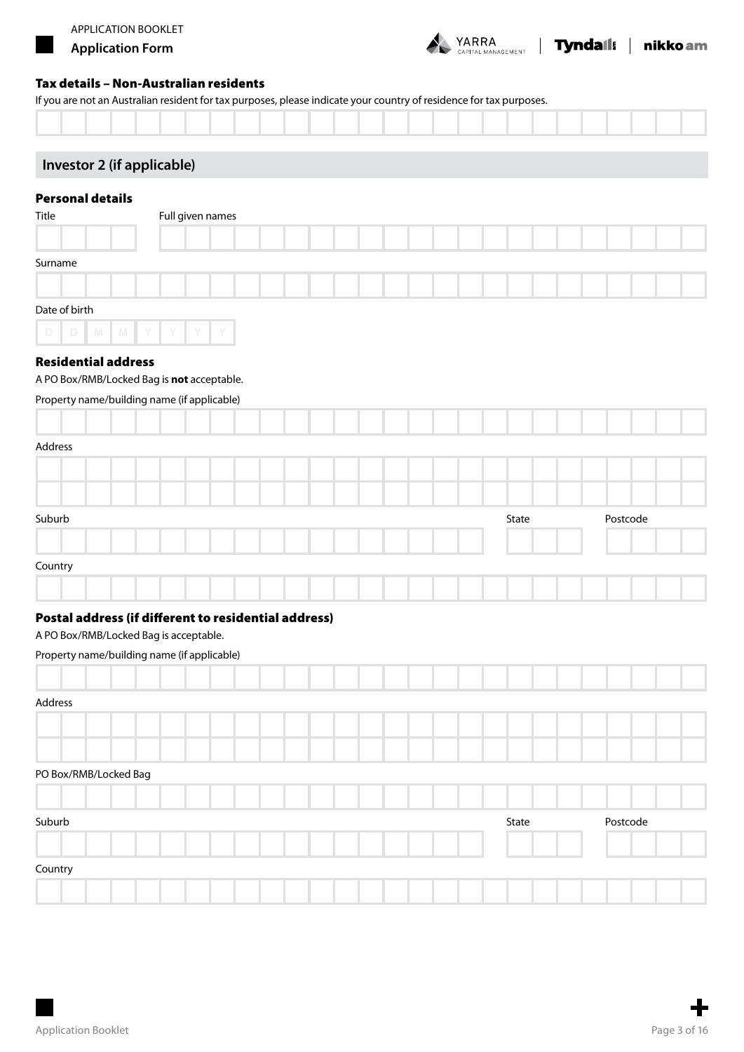### Tax details – Non-Australian residents

If you are not an Australian resident for tax purposes, please indicate your country of residence for tax purposes.

## Investor 2 (if applicable)

### Personal details

Title

Full given names

Surname

Date of birth

D D M M Y Y Y Y

### Residential address

A PO Box/RMB/Locked Bag is **not** acceptable.

Property name/building name (if applicable)

Address

Suburb

State

Postcode

Country

### Postal address (if different to residential address)

A PO Box/RMB/Locked Bag is acceptable.

Property name/building name (if applicable)

Address

PO Box/RMB/Locked Bag

Suburb

State

Postcode

Country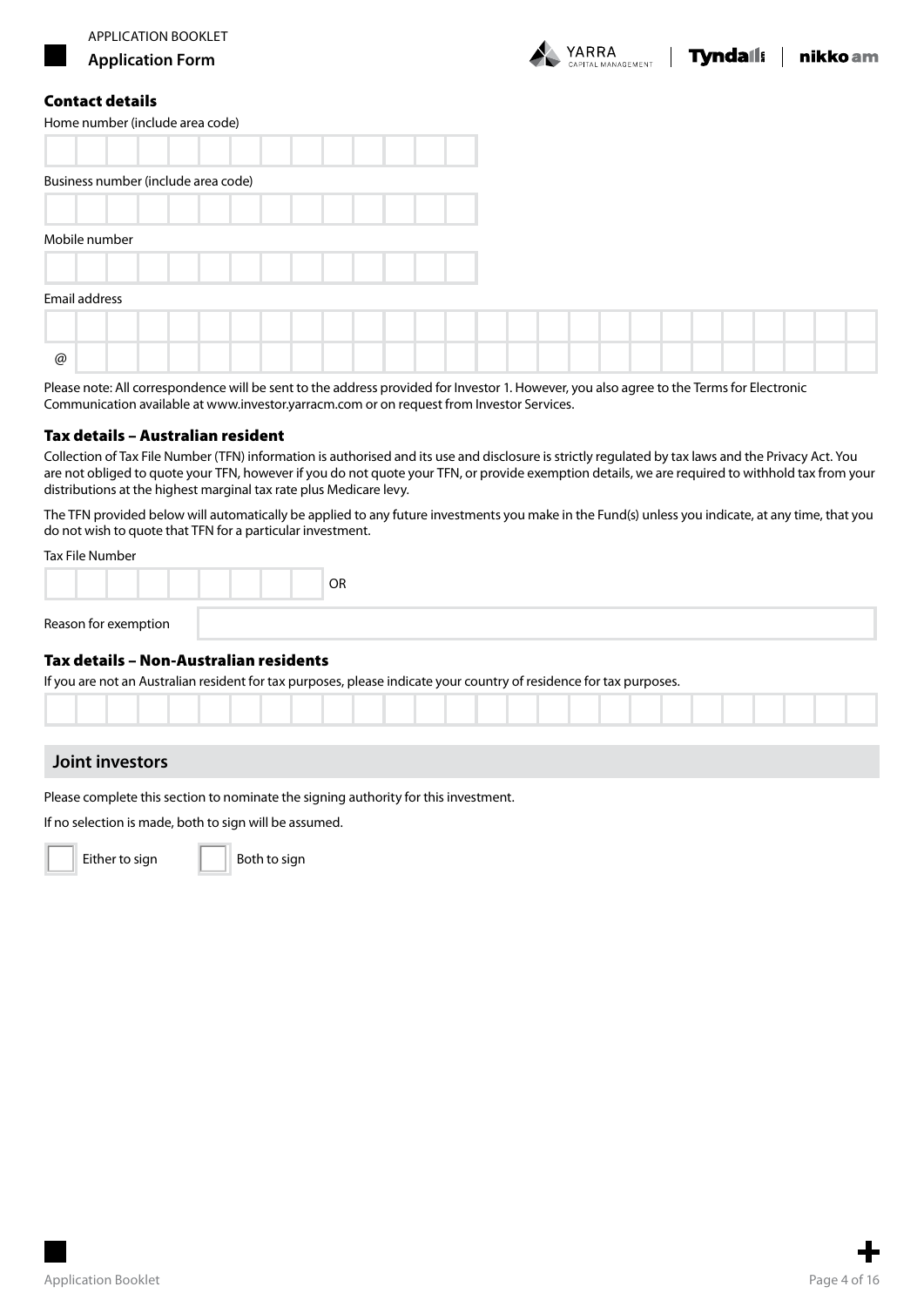## Contact details

Home number (include area code)

Business number (include area code)

Mobile number

Email address

@

Please note: All correspondence will be sent to the address provided for Investor 1. However, you also agree to the Terms for Electronic Communication available at www.investor.yarracm.com or on request from Investor Services.

## Tax details – Australian resident

Collection of Tax File Number (TFN) information is authorised and its use and disclosure is strictly regulated by tax laws and the Privacy Act. You are not obliged to quote your TFN, however if you do not quote your TFN, or provide exemption details, we are required to withhold tax from your distributions at the highest marginal tax rate plus Medicare levy.

The TFN provided below will automatically be applied to any future investments you make in the Fund(s) unless you indicate, at any time, that you do not wish to quote that TFN for a particular investment.

Tax File Number

OR

Reason for exemption

## Tax details – Non-Australian residents

If you are not an Australian resident for tax purposes, please indicate your country of residence for tax purposes.

## Joint investors

Please complete this section to nominate the signing authority for this investment.

If no selection is made, both to sign will be assumed.

☐ Either to sign ☐ Both to sign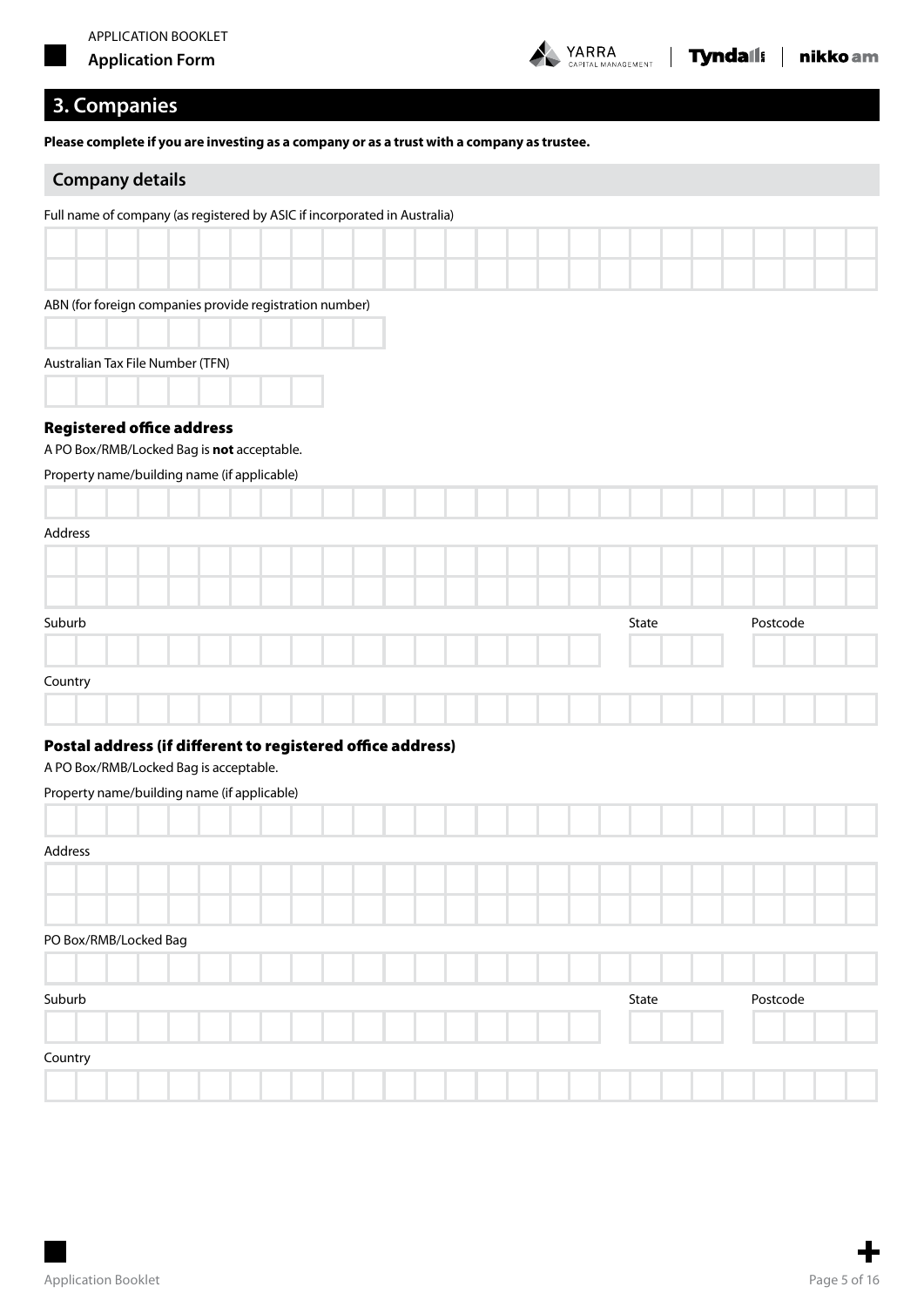## 3. Companies

**Please complete if you are investing as a company or as a trust with a company as trustee.**

### Company details

Full name of company (as registered by ASIC if incorporated in Australia)

ABN (for foreign companies provide registration number)

Australian Tax File Number (TFN)

#### Registered office address

A PO Box/RMB/Locked Bag is **not** acceptable.

Property name/building name (if applicable)

Address

Suburb

State

Postcode

Country

#### Postal address (if different to registered office address)

A PO Box/RMB/Locked Bag is acceptable.

Property name/building name (if applicable)

Address

PO Box/RMB/Locked Bag

Suburb

State

Postcode

Country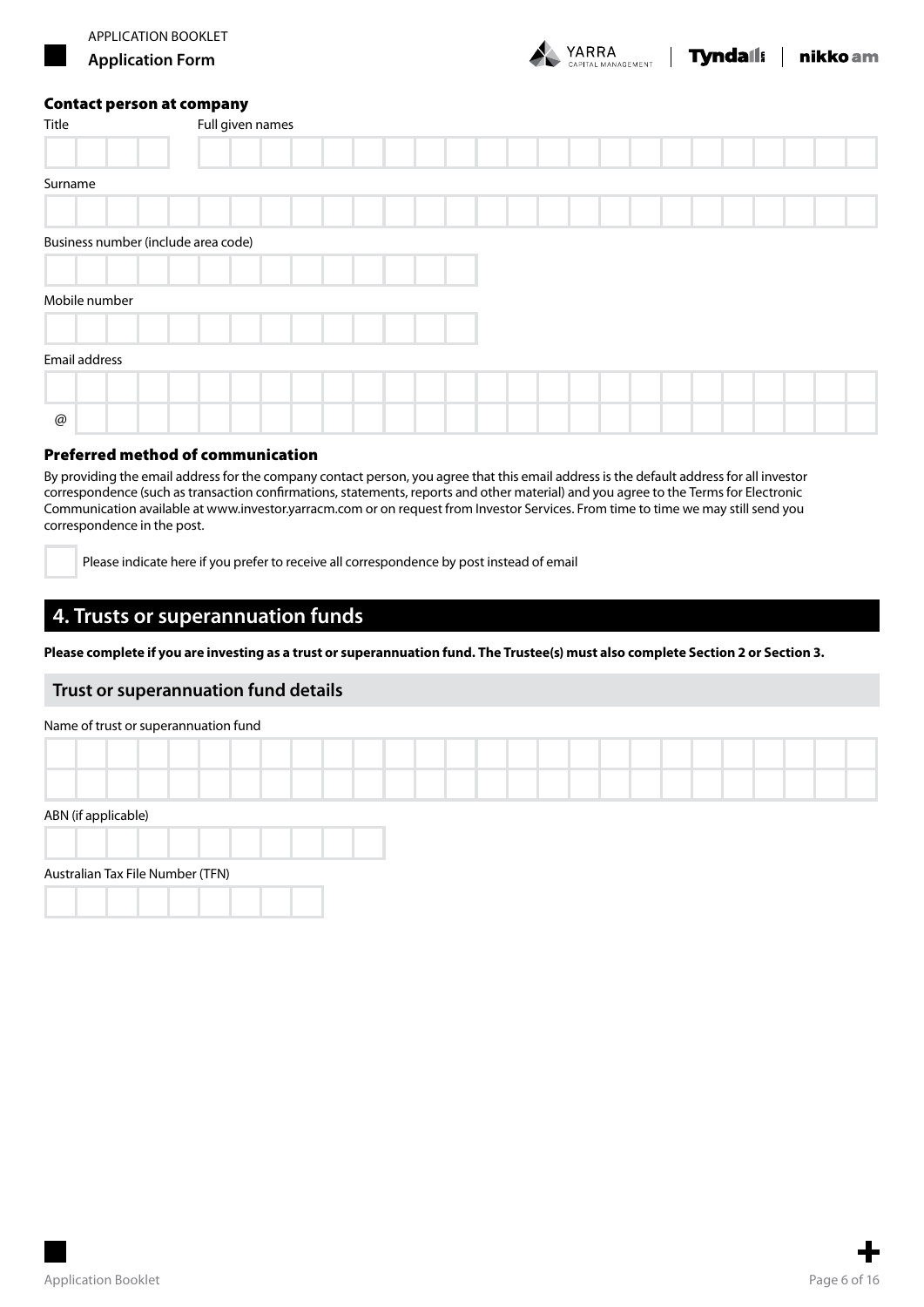### Contact person at company

Title

Full given names

Surname

Business number (include area code)

Mobile number

Email address

@

### Preferred method of communication

By providing the email address for the company contact person, you agree that this email address is the default address for all investor correspondence (such as transaction confirmations, statements, reports and other material) and you agree to the Terms for Electronic Communication available at www.investor.yarracm.com or on request from Investor Services. From time to time we may still send you correspondence in the post.

☐ Please indicate here if you prefer to receive all correspondence by post instead of email

## 4. Trusts or superannuation funds

**Please complete if you are investing as a trust or superannuation fund. The Trustee(s) must also complete Section 2 or Section 3.**

### Trust or superannuation fund details

Name of trust or superannuation fund

ABN (if applicable)

Australian Tax File Number (TFN)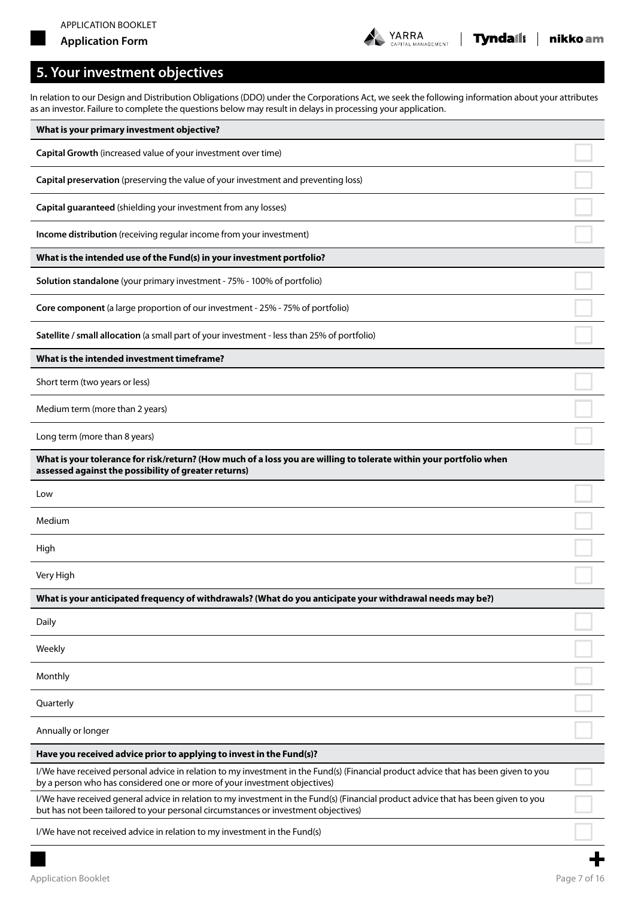## 5. Your investment objectives

In relation to our Design and Distribution Obligations (DDO) under the Corporations Act, we seek the following information about your attributes as an investor. Failure to complete the questions below may result in delays in processing your application.

| What is your primary investment objective? | |
|---|---|
| **Capital Growth** (increased value of your investment over time) | ☐ |
| **Capital preservation** (preserving the value of your investment and preventing loss) | ☐ |
| **Capital guaranteed** (shielding your investment from any losses) | ☐ |
| **Income distribution** (receiving regular income from your investment) | ☐ |

| What is the intended use of the Fund(s) in your investment portfolio? | |
|---|---|
| **Solution standalone** (your primary investment - 75% - 100% of portfolio) | ☐ |
| **Core component** (a large proportion of our investment - 25% - 75% of portfolio) | ☐ |
| **Satellite / small allocation** (a small part of your investment - less than 25% of portfolio) | ☐ |

| What is the intended investment timeframe? | |
|---|---|
| Short term (two years or less) | ☐ |
| Medium term (more than 2 years) | ☐ |
| Long term (more than 8 years) | ☐ |

| What is your tolerance for risk/return? (How much of a loss you are willing to tolerate within your portfolio when assessed against the possibility of greater returns) | |
|---|---|
| Low | ☐ |
| Medium | ☐ |
| High | ☐ |
| Very High | ☐ |

| What is your anticipated frequency of withdrawals? (What do you anticipate your withdrawal needs may be?) | |
|---|---|
| Daily | ☐ |
| Weekly | ☐ |
| Monthly | ☐ |
| Quarterly | ☐ |
| Annually or longer | ☐ |

| Have you received advice prior to applying to invest in the Fund(s)? | |
|---|---|
| I/We have received personal advice in relation to my investment in the Fund(s) (Financial product advice that has been given to you by a person who has considered one or more of your investment objectives) | ☐ |
| I/We have received general advice in relation to my investment in the Fund(s) (Financial product advice that has been given to you but has not been tailored to your personal circumstances or investment objectives) | ☐ |
| I/We have not received advice in relation to my investment in the Fund(s) | ☐ |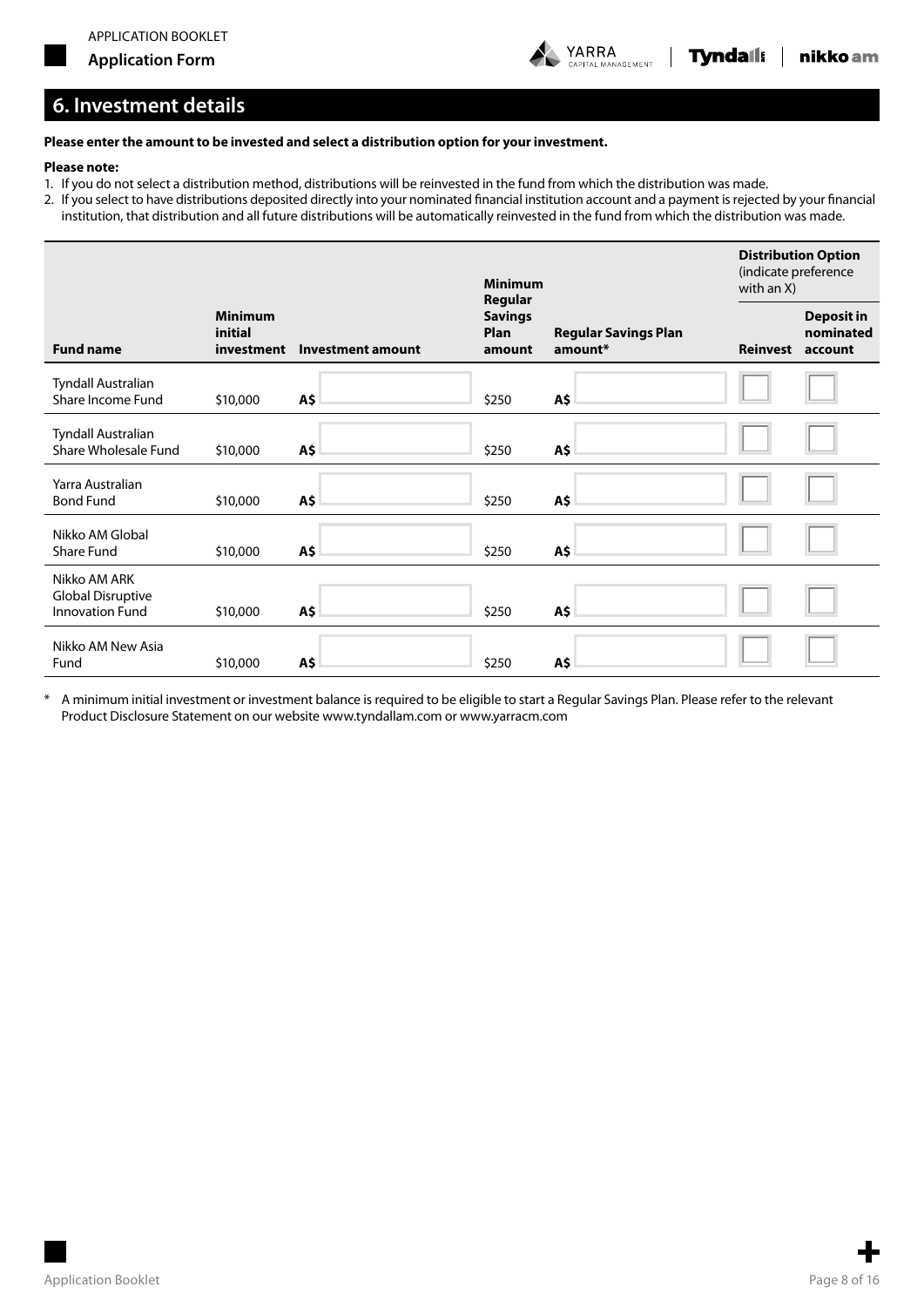## 6. Investment details

**Please enter the amount to be invested and select a distribution option for your investment.**

**Please note:**

1. If you do not select a distribution method, distributions will be reinvested in the fund from which the distribution was made.
2. If you select to have distributions deposited directly into your nominated financial institution account and a payment is rejected by your financial institution, that distribution and all future distributions will be automatically reinvested in the fund from which the distribution was made.

| Fund name | Minimum initial investment | Investment amount | Minimum Regular Savings Plan amount | Regular Savings Plan amount* | Distribution Option (indicate preference with an X) | |
|---|---|---|---|---|---|---|
| | | | | | Reinvest | Deposit in nominated account |
| Tyndall Australian Share Income Fund | $10,000 | A$ | $250 | A$ | ☐ | ☐ |
| Tyndall Australian Share Wholesale Fund | $10,000 | A$ | $250 | A$ | ☐ | ☐ |
| Yarra Australian Bond Fund | $10,000 | A$ | $250 | A$ | ☐ | ☐ |
| Nikko AM Global Share Fund | $10,000 | A$ | $250 | A$ | ☐ | ☐ |
| Nikko AM ARK Global Disruptive Innovation Fund | $10,000 | A$ | $250 | A$ | ☐ | ☐ |
| Nikko AM New Asia Fund | $10,000 | A$ | $250 | A$ | ☐ | ☐ |

\* A minimum initial investment or investment balance is required to be eligible to start a Regular Savings Plan. Please refer to the relevant Product Disclosure Statement on our website www.tyndallam.com or www.yarracm.com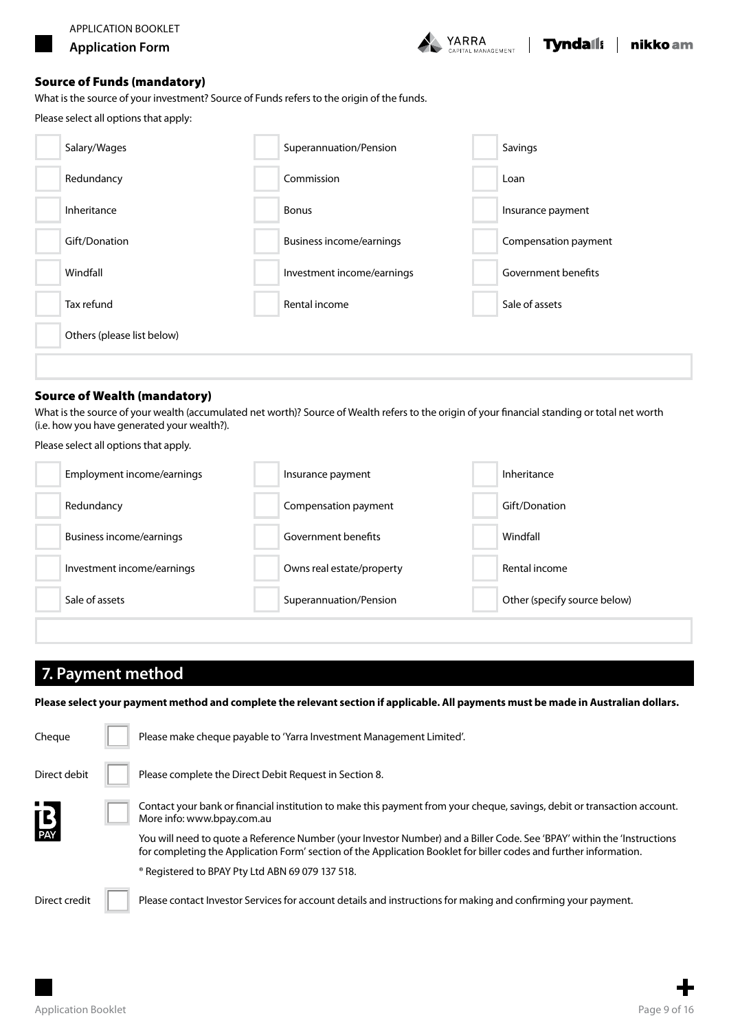### Source of Funds (mandatory)

What is the source of your investment? Source of Funds refers to the origin of the funds.

Please select all options that apply:

| | | |
|---|---|---|
| ☐ Salary/Wages | ☐ Superannuation/Pension | ☐ Savings |
| ☐ Redundancy | ☐ Commission | ☐ Loan |
| ☐ Inheritance | ☐ Bonus | ☐ Insurance payment |
| ☐ Gift/Donation | ☐ Business income/earnings | ☐ Compensation payment |
| ☐ Windfall | ☐ Investment income/earnings | ☐ Government benefits |
| ☐ Tax refund | ☐ Rental income | ☐ Sale of assets |
| ☐ Others (please list below) | | |

### Source of Wealth (mandatory)

What is the source of your wealth (accumulated net worth)? Source of Wealth refers to the origin of your financial standing or total net worth (i.e. how you have generated your wealth?).

Please select all options that apply.

| | | |
|---|---|---|
| ☐ Employment income/earnings | ☐ Insurance payment | ☐ Inheritance |
| ☐ Redundancy | ☐ Compensation payment | ☐ Gift/Donation |
| ☐ Business income/earnings | ☐ Government benefits | ☐ Windfall |
| ☐ Investment income/earnings | ☐ Owns real estate/property | ☐ Rental income |
| ☐ Sale of assets | ☐ Superannuation/Pension | ☐ Other (specify source below) |

## 7. Payment method

**Please select your payment method and complete the relevant section if applicable. All payments must be made in Australian dollars.**

Cheque ☐ Please make cheque payable to 'Yarra Investment Management Limited'.

Direct debit ☐ Please complete the Direct Debit Request in Section 8.

BPAY ☐ Contact your bank or financial institution to make this payment from your cheque, savings, debit or transaction account. More info: www.bpay.com.au

You will need to quote a Reference Number (your Investor Number) and a Biller Code. See 'BPAY' within the 'Instructions for completing the Application Form' section of the Application Booklet for biller codes and further information.

® Registered to BPAY Pty Ltd ABN 69 079 137 518.

Direct credit ☐ Please contact Investor Services for account details and instructions for making and confirming your payment.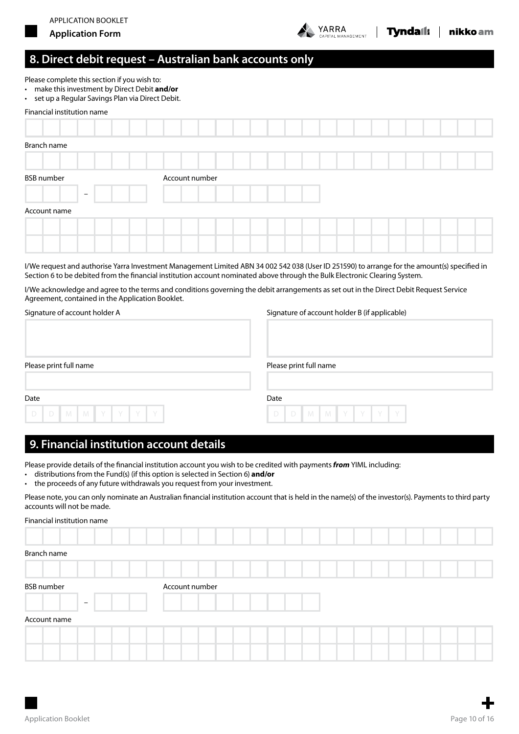## 8. Direct debit request – Australian bank accounts only

Please complete this section if you wish to:

- make this investment by Direct Debit **and/or**
- set up a Regular Savings Plan via Direct Debit.

Financial institution name

Branch name

BSB number – Account number

Account name

I/We request and authorise Yarra Investment Management Limited ABN 34 002 542 038 (User ID 251590) to arrange for the amount(s) specified in Section 6 to be debited from the financial institution account nominated above through the Bulk Electronic Clearing System.

I/We acknowledge and agree to the terms and conditions governing the debit arrangements as set out in the Direct Debit Request Service Agreement, contained in the Application Booklet.

Signature of account holder A

Please print full name

Date

D D M M Y Y Y Y

Signature of account holder B (if applicable)

Please print full name

Date

D D M M Y Y Y Y

## 9. Financial institution account details

Please provide details of the financial institution account you wish to be credited with payments ***from*** YIML including:

- distributions from the Fund(s) (if this option is selected in Section 6) **and/or**
- the proceeds of any future withdrawals you request from your investment.

Please note, you can only nominate an Australian financial institution account that is held in the name(s) of the investor(s). Payments to third party accounts will not be made.

Financial institution name

Branch name

BSB number – Account number

Account name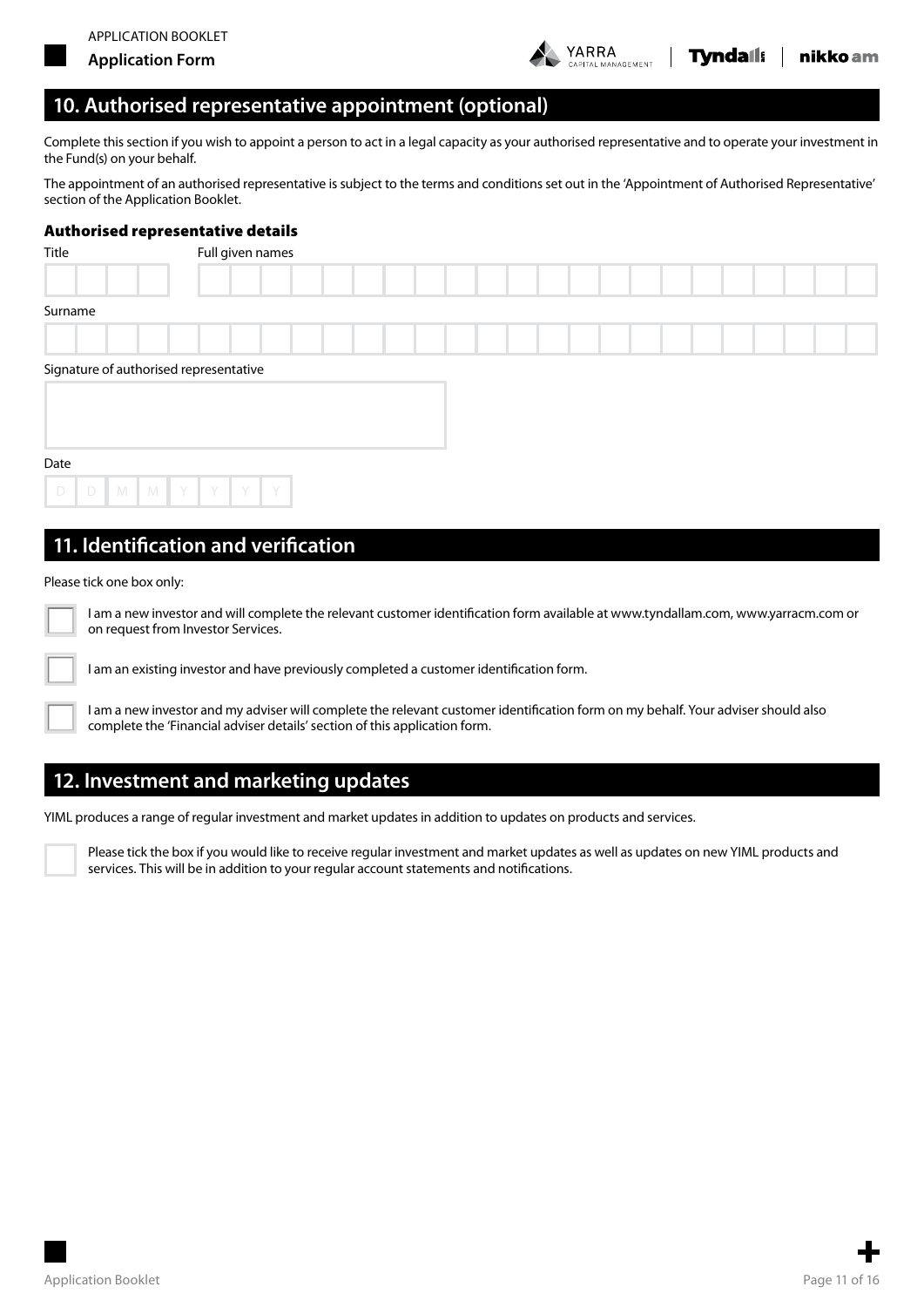## 10. Authorised representative appointment (optional)

Complete this section if you wish to appoint a person to act in a legal capacity as your authorised representative and to operate your investment in the Fund(s) on your behalf.

The appointment of an authorised representative is subject to the terms and conditions set out in the 'Appointment of Authorised Representative' section of the Application Booklet.

### Authorised representative details

Title

Full given names

Surname

Signature of authorised representative

Date

D D M M Y Y Y Y

## 11. Identification and verification

Please tick one box only:

- ☐ I am a new investor and will complete the relevant customer identification form available at www.tyndallam.com, www.yarracm.com or on request from Investor Services.
- ☐ I am an existing investor and have previously completed a customer identification form.
- ☐ I am a new investor and my adviser will complete the relevant customer identification form on my behalf. Your adviser should also complete the 'Financial adviser details' section of this application form.

## 12. Investment and marketing updates

YIML produces a range of regular investment and market updates in addition to updates on products and services.

- ☐ Please tick the box if you would like to receive regular investment and market updates as well as updates on new YIML products and services. This will be in addition to your regular account statements and notifications.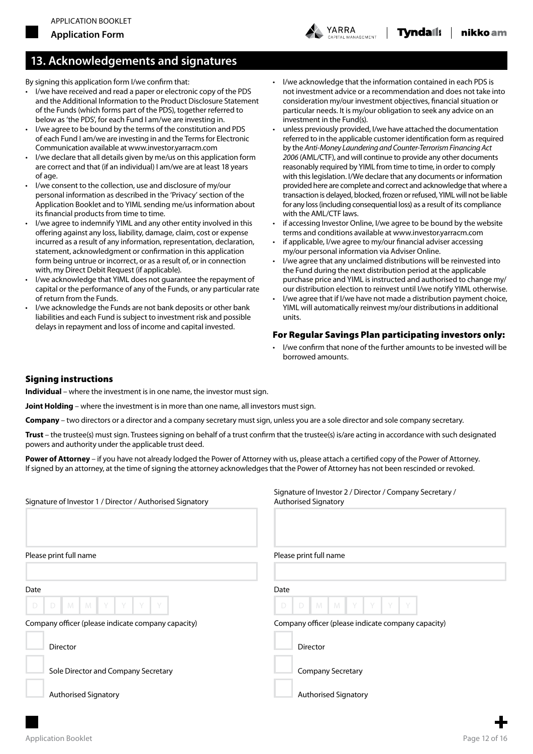## 13. Acknowledgements and signatures

By signing this application form I/we confirm that:

- I/we have received and read a paper or electronic copy of the PDS and the Additional Information to the Product Disclosure Statement of the Funds (which forms part of the PDS), together referred to below as 'the PDS', for each Fund I am/we are investing in.
- I/we agree to be bound by the terms of the constitution and PDS of each Fund I am/we are investing in and the Terms for Electronic Communication available at www.investor.yarracm.com
- I/we declare that all details given by me/us on this application form are correct and that (if an individual) I am/we are at least 18 years of age.
- I/we consent to the collection, use and disclosure of my/our personal information as described in the 'Privacy' section of the Application Booklet and to YIML sending me/us information about its financial products from time to time.
- I/we agree to indemnify YIML and any other entity involved in this offering against any loss, liability, damage, claim, cost or expense incurred as a result of any information, representation, declaration, statement, acknowledgment or confirmation in this application form being untrue or incorrect, or as a result of, or in connection with, my Direct Debit Request (if applicable).
- I/we acknowledge that YIML does not guarantee the repayment of capital or the performance of any of the Funds, or any particular rate of return from the Funds.
- I/we acknowledge the Funds are not bank deposits or other bank liabilities and each Fund is subject to investment risk and possible delays in repayment and loss of income and capital invested.
- I/we acknowledge that the information contained in each PDS is not investment advice or a recommendation and does not take into consideration my/our investment objectives, financial situation or particular needs. It is my/our obligation to seek any advice on an investment in the Fund(s).
- unless previously provided, I/we have attached the documentation referred to in the applicable customer identification form as required by the *Anti-Money Laundering and Counter-Terrorism Financing Act 2006* (AML/CTF), and will continue to provide any other documents reasonably required by YIML from time to time, in order to comply with this legislation. I/We declare that any documents or information provided here are complete and correct and acknowledge that where a transaction is delayed, blocked, frozen or refused, YIML will not be liable for any loss (including consequential loss) as a result of its compliance with the AML/CTF laws.
- if accessing Investor Online, I/we agree to be bound by the website terms and conditions available at www.investor.yarracm.com
- if applicable, I/we agree to my/our financial adviser accessing my/our personal information via Adviser Online.
- I/we agree that any unclaimed distributions will be reinvested into the Fund during the next distribution period at the applicable purchase price and YIML is instructed and authorised to change my/our distribution election to reinvest until I/we notify YIML otherwise.
- I/we agree that if I/we have not made a distribution payment choice, YIML will automatically reinvest my/our distributions in additional units.

### For Regular Savings Plan participating investors only:

- I/we confirm that none of the further amounts to be invested will be borrowed amounts.

### Signing instructions

**Individual** – where the investment is in one name, the investor must sign.

**Joint Holding** – where the investment is in more than one name, all investors must sign.

**Company** – two directors or a director and a company secretary must sign, unless you are a sole director and sole company secretary.

**Trust** – the trustee(s) must sign. Trustees signing on behalf of a trust confirm that the trustee(s) is/are acting in accordance with such designated powers and authority under the applicable trust deed.

**Power of Attorney** – if you have not already lodged the Power of Attorney with us, please attach a certified copy of the Power of Attorney. If signed by an attorney, at the time of signing the attorney acknowledges that the Power of Attorney has not been rescinded or revoked.

Signature of Investor 1 / Director / Authorised Signatory

Please print full name

Date

D D M M Y Y Y Y

Company officer (please indicate company capacity)

- ☐ Director
- ☐ Sole Director and Company Secretary
- ☐ Authorised Signatory

Signature of Investor 2 / Director / Company Secretary / Authorised Signatory

Please print full name

Date

D D M M Y Y Y Y

Company officer (please indicate company capacity)

- ☐ Director
- ☐ Company Secretary
- ☐ Authorised Signatory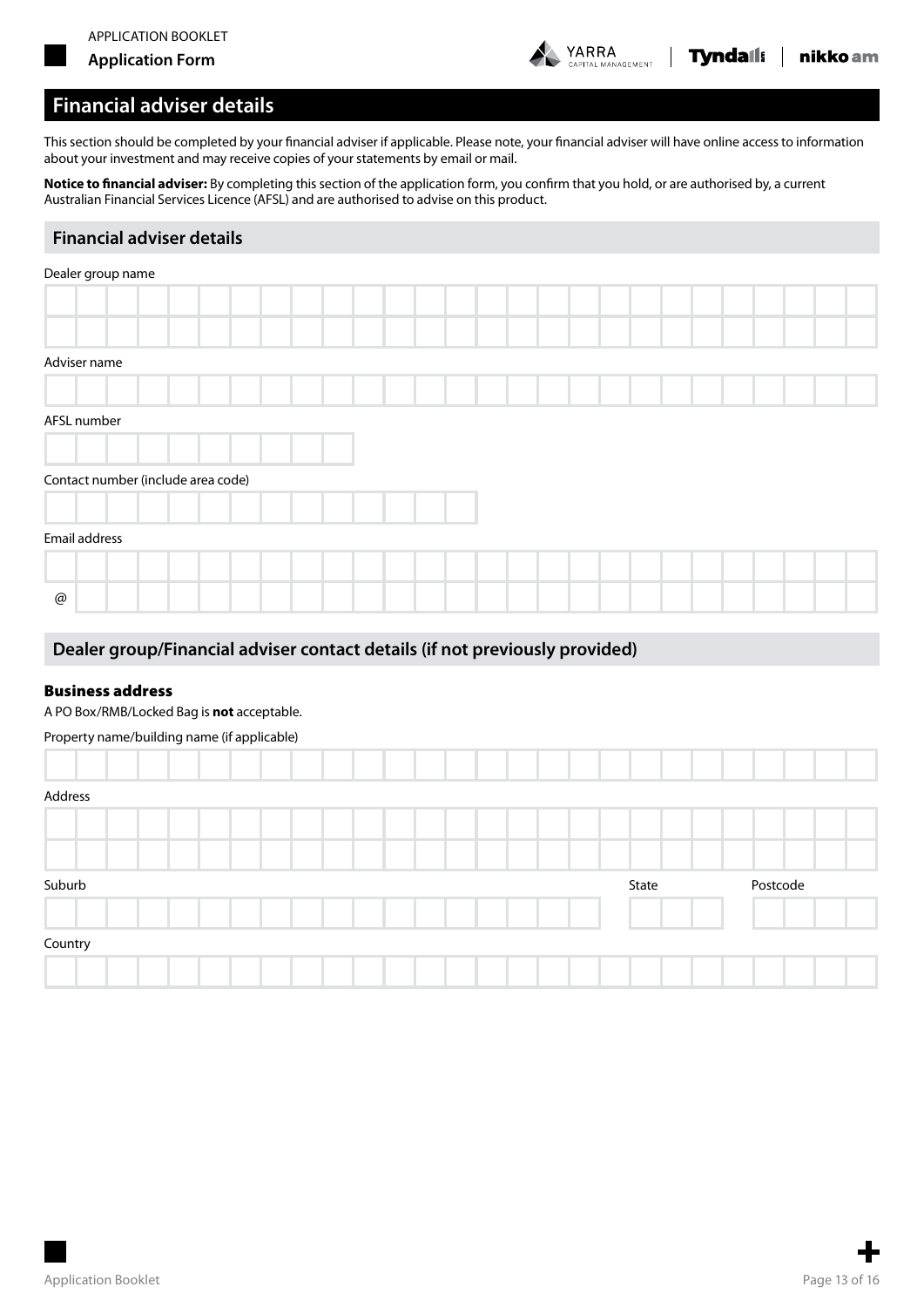## Financial adviser details

This section should be completed by your financial adviser if applicable. Please note, your financial adviser will have online access to information about your investment and may receive copies of your statements by email or mail.

**Notice to financial adviser:** By completing this section of the application form, you confirm that you hold, or are authorised by, a current Australian Financial Services Licence (AFSL) and are authorised to advise on this product.

### Financial adviser details

Dealer group name

Adviser name

AFSL number

Contact number (include area code)

Email address

@

### Dealer group/Financial adviser contact details (if not previously provided)

**Business address**

A PO Box/RMB/Locked Bag is **not** acceptable.

Property name/building name (if applicable)

Address

Suburb

State

Postcode

Country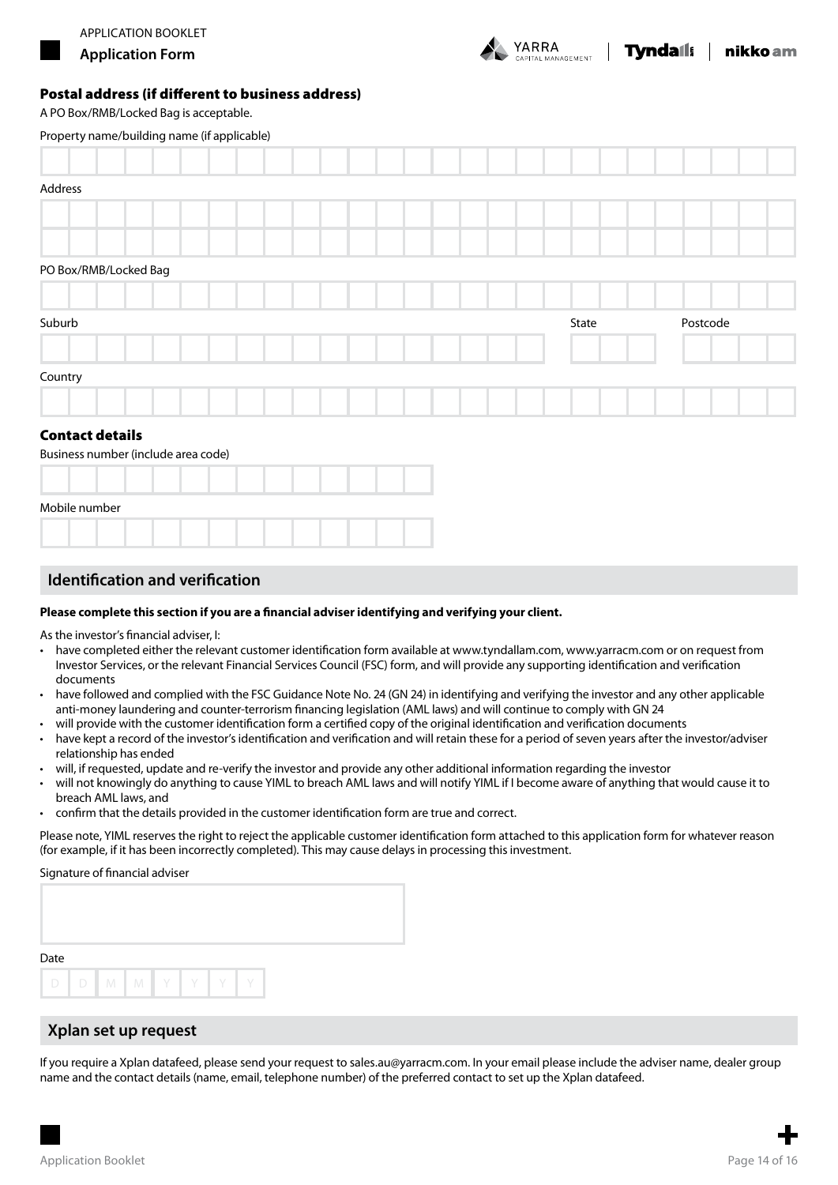## Postal address (if different to business address)

A PO Box/RMB/Locked Bag is acceptable.

Property name/building name (if applicable)

Address

PO Box/RMB/Locked Bag

Suburb

State

Postcode

Country

## Contact details

Business number (include area code)

Mobile number

## Identification and verification

**Please complete this section if you are a financial adviser identifying and verifying your client.**

As the investor's financial adviser, I:

- have completed either the relevant customer identification form available at www.tyndallam.com, www.yarracm.com or on request from Investor Services, or the relevant Financial Services Council (FSC) form, and will provide any supporting identification and verification documents
- have followed and complied with the FSC Guidance Note No. 24 (GN 24) in identifying and verifying the investor and any other applicable anti-money laundering and counter-terrorism financing legislation (AML laws) and will continue to comply with GN 24
- will provide with the customer identification form a certified copy of the original identification and verification documents
- have kept a record of the investor's identification and verification and will retain these for a period of seven years after the investor/adviser relationship has ended
- will, if requested, update and re-verify the investor and provide any other additional information regarding the investor
- will not knowingly do anything to cause YIML to breach AML laws and will notify YIML if I become aware of anything that would cause it to breach AML laws, and
- confirm that the details provided in the customer identification form are true and correct.

Please note, YIML reserves the right to reject the applicable customer identification form attached to this application form for whatever reason (for example, if it has been incorrectly completed). This may cause delays in processing this investment.

Signature of financial adviser

Date

D D M M Y Y Y Y

## Xplan set up request

If you require a Xplan datafeed, please send your request to sales.au@yarracm.com. In your email please include the adviser name, dealer group name and the contact details (name, email, telephone number) of the preferred contact to set up the Xplan datafeed.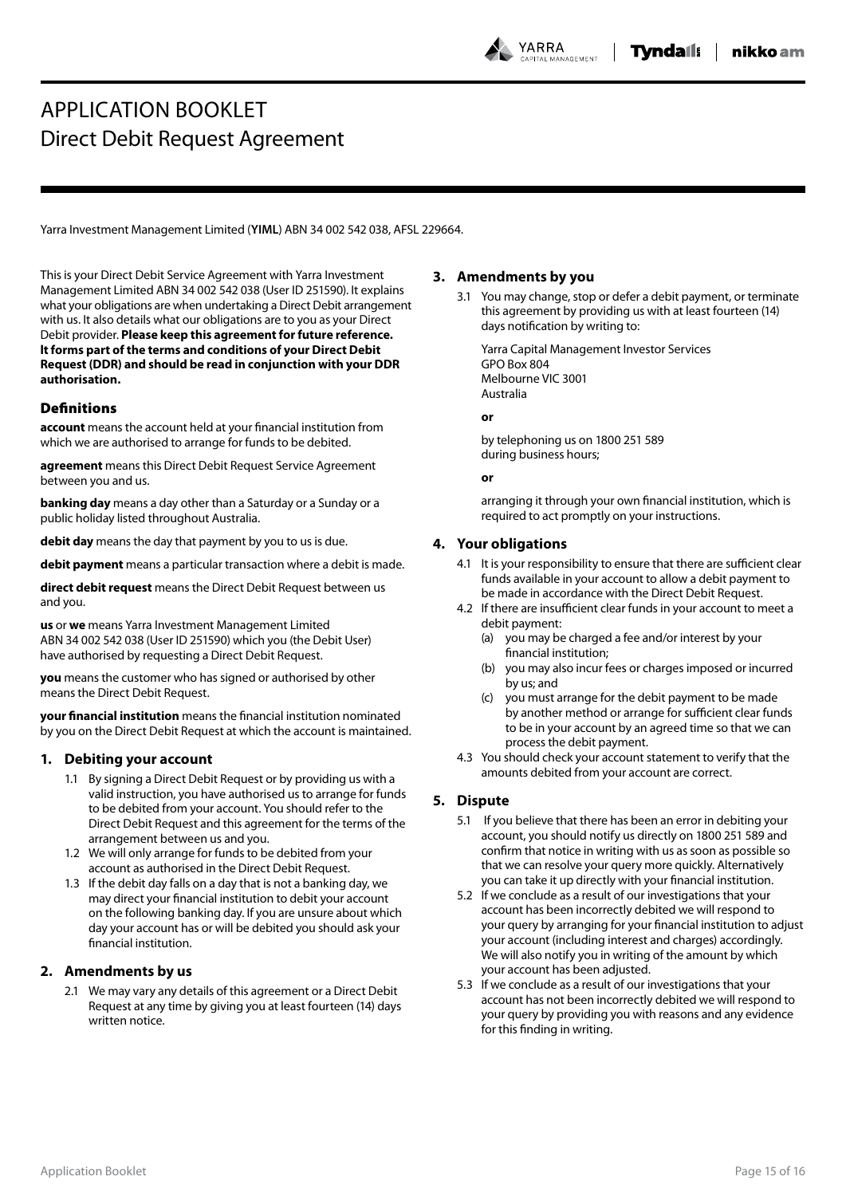# APPLICATION BOOKLET

## Direct Debit Request Agreement

Yarra Investment Management Limited (**YIML**) ABN 34 002 542 038, AFSL 229664.

This is your Direct Debit Service Agreement with Yarra Investment Management Limited ABN 34 002 542 038 (User ID 251590). It explains what your obligations are when undertaking a Direct Debit arrangement with us. It also details what our obligations are to you as your Direct Debit provider. **Please keep this agreement for future reference. It forms part of the terms and conditions of your Direct Debit Request (DDR) and should be read in conjunction with your DDR authorisation.**

### Definitions

**account** means the account held at your financial institution from which we are authorised to arrange for funds to be debited.

**agreement** means this Direct Debit Request Service Agreement between you and us.

**banking day** means a day other than a Saturday or a Sunday or a public holiday listed throughout Australia.

**debit day** means the day that payment by you to us is due.

**debit payment** means a particular transaction where a debit is made.

**direct debit request** means the Direct Debit Request between us and you.

**us** or **we** means Yarra Investment Management Limited ABN 34 002 542 038 (User ID 251590) which you (the Debit User) have authorised by requesting a Direct Debit Request.

**you** means the customer who has signed or authorised by other means the Direct Debit Request.

**your financial institution** means the financial institution nominated by you on the Direct Debit Request at which the account is maintained.

### 1. Debiting your account

1.1 By signing a Direct Debit Request or by providing us with a valid instruction, you have authorised us to arrange for funds to be debited from your account. You should refer to the Direct Debit Request and this agreement for the terms of the arrangement between us and you.

1.2 We will only arrange for funds to be debited from your account as authorised in the Direct Debit Request.

1.3 If the debit day falls on a day that is not a banking day, we may direct your financial institution to debit your account on the following banking day. If you are unsure about which day your account has or will be debited you should ask your financial institution.

### 2. Amendments by us

2.1 We may vary any details of this agreement or a Direct Debit Request at any time by giving you at least fourteen (14) days written notice.

### 3. Amendments by you

3.1 You may change, stop or defer a debit payment, or terminate this agreement by providing us with at least fourteen (14) days notification by writing to:

Yarra Capital Management Investor Services
GPO Box 804
Melbourne VIC 3001
Australia

**or**

by telephoning us on 1800 251 589
during business hours;

**or**

arranging it through your own financial institution, which is required to act promptly on your instructions.

### 4. Your obligations

4.1 It is your responsibility to ensure that there are sufficient clear funds available in your account to allow a debit payment to be made in accordance with the Direct Debit Request.

4.2 If there are insufficient clear funds in your account to meet a debit payment:

(a) you may be charged a fee and/or interest by your financial institution;

(b) you may also incur fees or charges imposed or incurred by us; and

(c) you must arrange for the debit payment to be made by another method or arrange for sufficient clear funds to be in your account by an agreed time so that we can process the debit payment.

4.3 You should check your account statement to verify that the amounts debited from your account are correct.

### 5. Dispute

5.1 If you believe that there has been an error in debiting your account, you should notify us directly on 1800 251 589 and confirm that notice in writing with us as soon as possible so that we can resolve your query more quickly. Alternatively you can take it up directly with your financial institution.

5.2 If we conclude as a result of our investigations that your account has been incorrectly debited we will respond to your query by arranging for your financial institution to adjust your account (including interest and charges) accordingly. We will also notify you in writing of the amount by which your account has been adjusted.

5.3 If we conclude as a result of our investigations that your account has not been incorrectly debited we will respond to your query by providing you with reasons and any evidence for this finding in writing.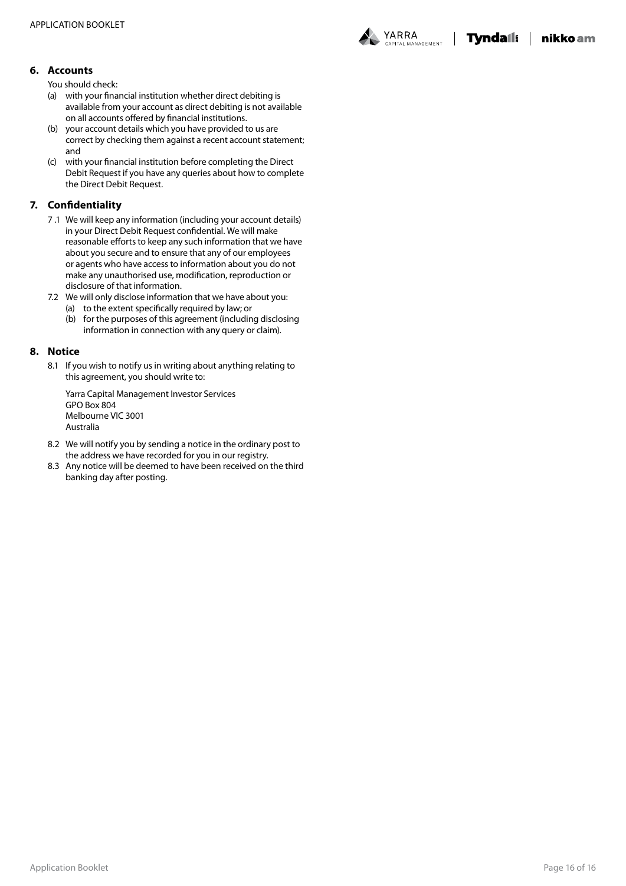## 6. Accounts

You should check:

(a) with your financial institution whether direct debiting is available from your account as direct debiting is not available on all accounts offered by financial institutions.

(b) your account details which you have provided to us are correct by checking them against a recent account statement; and

(c) with your financial institution before completing the Direct Debit Request if you have any queries about how to complete the Direct Debit Request.

## 7. Confidentiality

7 .1 We will keep any information (including your account details) in your Direct Debit Request confidential. We will make reasonable efforts to keep any such information that we have about you secure and to ensure that any of our employees or agents who have access to information about you do not make any unauthorised use, modification, reproduction or disclosure of that information.

7.2 We will only disclose information that we have about you:

(a) to the extent specifically required by law; or

(b) for the purposes of this agreement (including disclosing information in connection with any query or claim).

## 8. Notice

8.1 If you wish to notify us in writing about anything relating to this agreement, you should write to:

Yarra Capital Management Investor Services
GPO Box 804
Melbourne VIC 3001
Australia

8.2 We will notify you by sending a notice in the ordinary post to the address we have recorded for you in our registry.

8.3 Any notice will be deemed to have been received on the third banking day after posting.